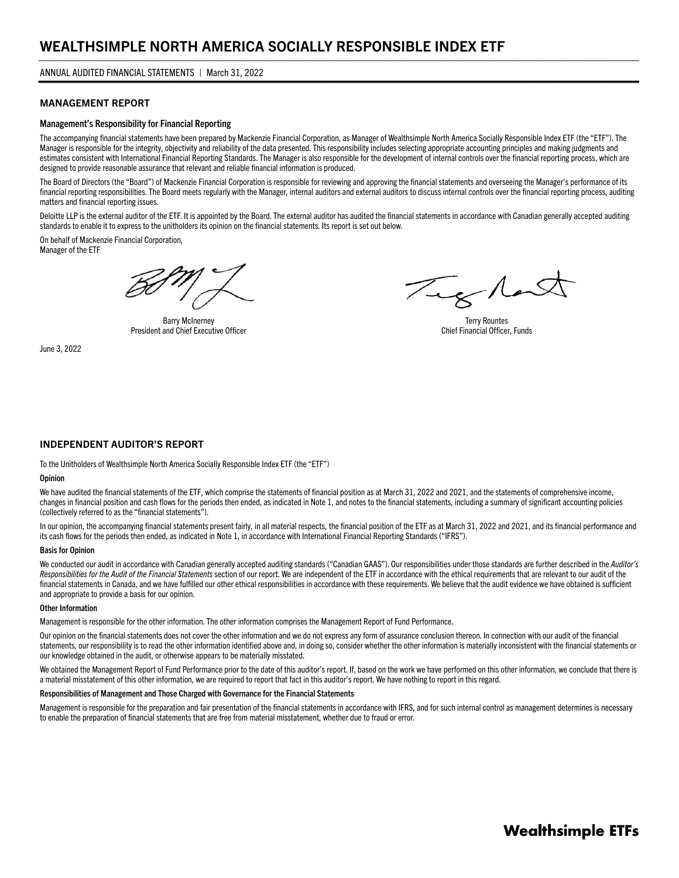# WEALTHSIMPLE NORTH AMERICA SOCIALLY RESPONSIBLE INDEX ETF

ANNUAL AUDITED FINANCIAL STATEMENTS | March 31, 2022

## MANAGEMENT REPORT

### Management's Responsibility for Financial Reporting

The accompanying financial statements have been prepared by Mackenzie Financial Corporation, as Manager of Wealthsimple North America Socially Responsible Index ETF (the "ETF"). The Manager is responsible for the integrity, objectivity and reliability of the data presented. This responsibility includes selecting appropriate accounting principles and making judgments and estimates consistent with International Financial Reporting Standards. The Manager is also responsible for the development of internal controls over the financial reporting process, which are designed to provide reasonable assurance that relevant and reliable financial information is produced.

The Board of Directors (the "Board") of Mackenzie Financial Corporation is responsible for reviewing and approving the financial statements and overseeing the Manager's performance of its financial reporting responsibilities. The Board meets regularly with the Manager, internal auditors and external auditors to discuss internal controls over the financial reporting process, auditing matters and financial reporting issues.

Deloitte LLP is the external auditor of the ETF. It is appointed by the Board. The external auditor has audited the financial statements in accordance with Canadian generally accepted auditing standards to enable it to express to the unitholders its opinion on the financial statements. Its report is set out below.

On behalf of Mackenzie Financial Corporation,
Manager of the ETF

Barry McInerney
President and Chief Executive Officer

Terry Rountes
Chief Financial Officer, Funds

June 3, 2022

## INDEPENDENT AUDITOR'S REPORT

To the Unitholders of Wealthsimple North America Socially Responsible Index ETF (the "ETF")

### Opinion

We have audited the financial statements of the ETF, which comprise the statements of financial position as at March 31, 2022 and 2021, and the statements of comprehensive income, changes in financial position and cash flows for the periods then ended, as indicated in Note 1, and notes to the financial statements, including a summary of significant accounting policies (collectively referred to as the "financial statements").

In our opinion, the accompanying financial statements present fairly, in all material respects, the financial position of the ETF as at March 31, 2022 and 2021, and its financial performance and its cash flows for the periods then ended, as indicated in Note 1, in accordance with International Financial Reporting Standards ("IFRS").

### Basis for Opinion

We conducted our audit in accordance with Canadian generally accepted auditing standards ("Canadian GAAS"). Our responsibilities under those standards are further described in the *Auditor's Responsibilities for the Audit of the Financial Statements* section of our report. We are independent of the ETF in accordance with the ethical requirements that are relevant to our audit of the financial statements in Canada, and we have fulfilled our other ethical responsibilities in accordance with these requirements. We believe that the audit evidence we have obtained is sufficient and appropriate to provide a basis for our opinion.

### Other Information

Management is responsible for the other information. The other information comprises the Management Report of Fund Performance.

Our opinion on the financial statements does not cover the other information and we do not express any form of assurance conclusion thereon. In connection with our audit of the financial statements, our responsibility is to read the other information identified above and, in doing so, consider whether the other information is materially inconsistent with the financial statements or our knowledge obtained in the audit, or otherwise appears to be materially misstated.

We obtained the Management Report of Fund Performance prior to the date of this auditor's report. If, based on the work we have performed on this other information, we conclude that there is a material misstatement of this other information, we are required to report that fact in this auditor's report. We have nothing to report in this regard.

### Responsibilities of Management and Those Charged with Governance for the Financial Statements

Management is responsible for the preparation and fair presentation of the financial statements in accordance with IFRS, and for such internal control as management determines is necessary to enable the preparation of financial statements that are free from material misstatement, whether due to fraud or error.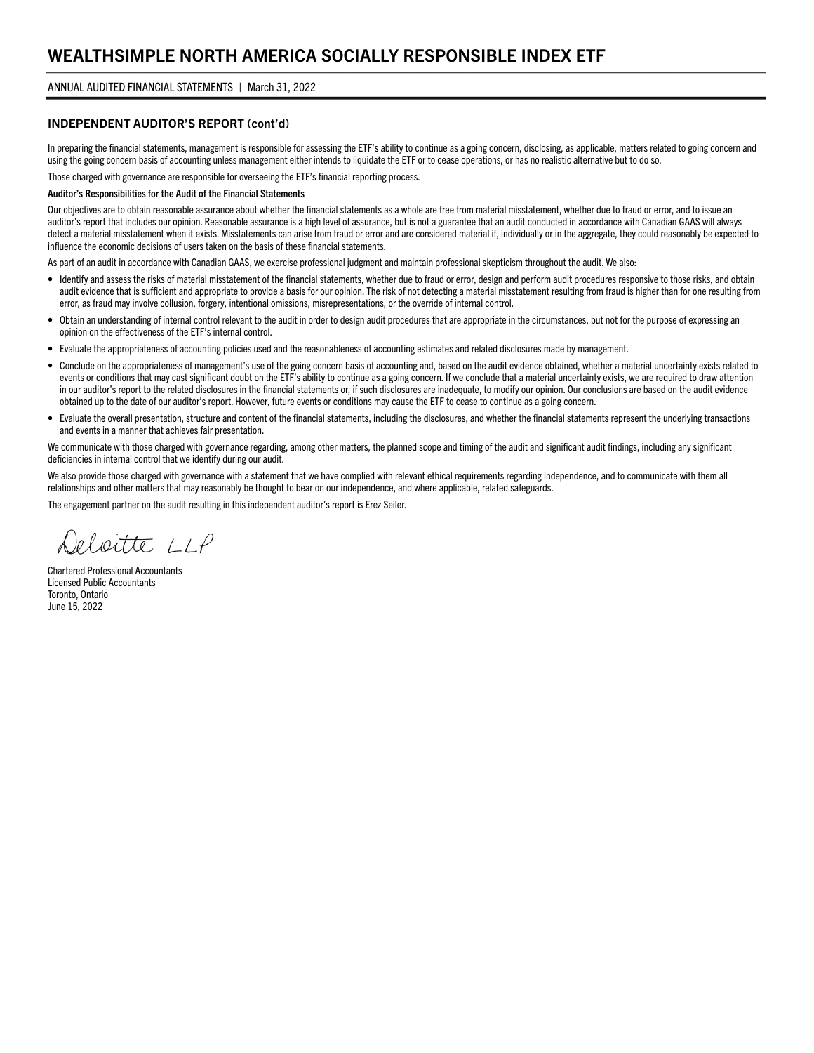## INDEPENDENT AUDITOR'S REPORT (cont'd)

In preparing the financial statements, management is responsible for assessing the ETF's ability to continue as a going concern, disclosing, as applicable, matters related to going concern and using the going concern basis of accounting unless management either intends to liquidate the ETF or to cease operations, or has no realistic alternative but to do so.

Those charged with governance are responsible for overseeing the ETF's financial reporting process.

**Auditor's Responsibilities for the Audit of the Financial Statements**

Our objectives are to obtain reasonable assurance about whether the financial statements as a whole are free from material misstatement, whether due to fraud or error, and to issue an auditor's report that includes our opinion. Reasonable assurance is a high level of assurance, but is not a guarantee that an audit conducted in accordance with Canadian GAAS will always detect a material misstatement when it exists. Misstatements can arise from fraud or error and are considered material if, individually or in the aggregate, they could reasonably be expected to influence the economic decisions of users taken on the basis of these financial statements.

As part of an audit in accordance with Canadian GAAS, we exercise professional judgment and maintain professional skepticism throughout the audit. We also:

- Identify and assess the risks of material misstatement of the financial statements, whether due to fraud or error, design and perform audit procedures responsive to those risks, and obtain audit evidence that is sufficient and appropriate to provide a basis for our opinion. The risk of not detecting a material misstatement resulting from fraud is higher than for one resulting from error, as fraud may involve collusion, forgery, intentional omissions, misrepresentations, or the override of internal control.
- Obtain an understanding of internal control relevant to the audit in order to design audit procedures that are appropriate in the circumstances, but not for the purpose of expressing an opinion on the effectiveness of the ETF's internal control.
- Evaluate the appropriateness of accounting policies used and the reasonableness of accounting estimates and related disclosures made by management.
- Conclude on the appropriateness of management's use of the going concern basis of accounting and, based on the audit evidence obtained, whether a material uncertainty exists related to events or conditions that may cast significant doubt on the ETF's ability to continue as a going concern. If we conclude that a material uncertainty exists, we are required to draw attention in our auditor's report to the related disclosures in the financial statements or, if such disclosures are inadequate, to modify our opinion. Our conclusions are based on the audit evidence obtained up to the date of our auditor's report. However, future events or conditions may cause the ETF to cease to continue as a going concern.
- Evaluate the overall presentation, structure and content of the financial statements, including the disclosures, and whether the financial statements represent the underlying transactions and events in a manner that achieves fair presentation.

We communicate with those charged with governance regarding, among other matters, the planned scope and timing of the audit and significant audit findings, including any significant deficiencies in internal control that we identify during our audit.

We also provide those charged with governance with a statement that we have complied with relevant ethical requirements regarding independence, and to communicate with them all relationships and other matters that may reasonably be thought to bear on our independence, and where applicable, related safeguards.

The engagement partner on the audit resulting in this independent auditor's report is Erez Seiler.

Deloitte LLP

Chartered Professional Accountants
Licensed Public Accountants
Toronto, Ontario
June 15, 2022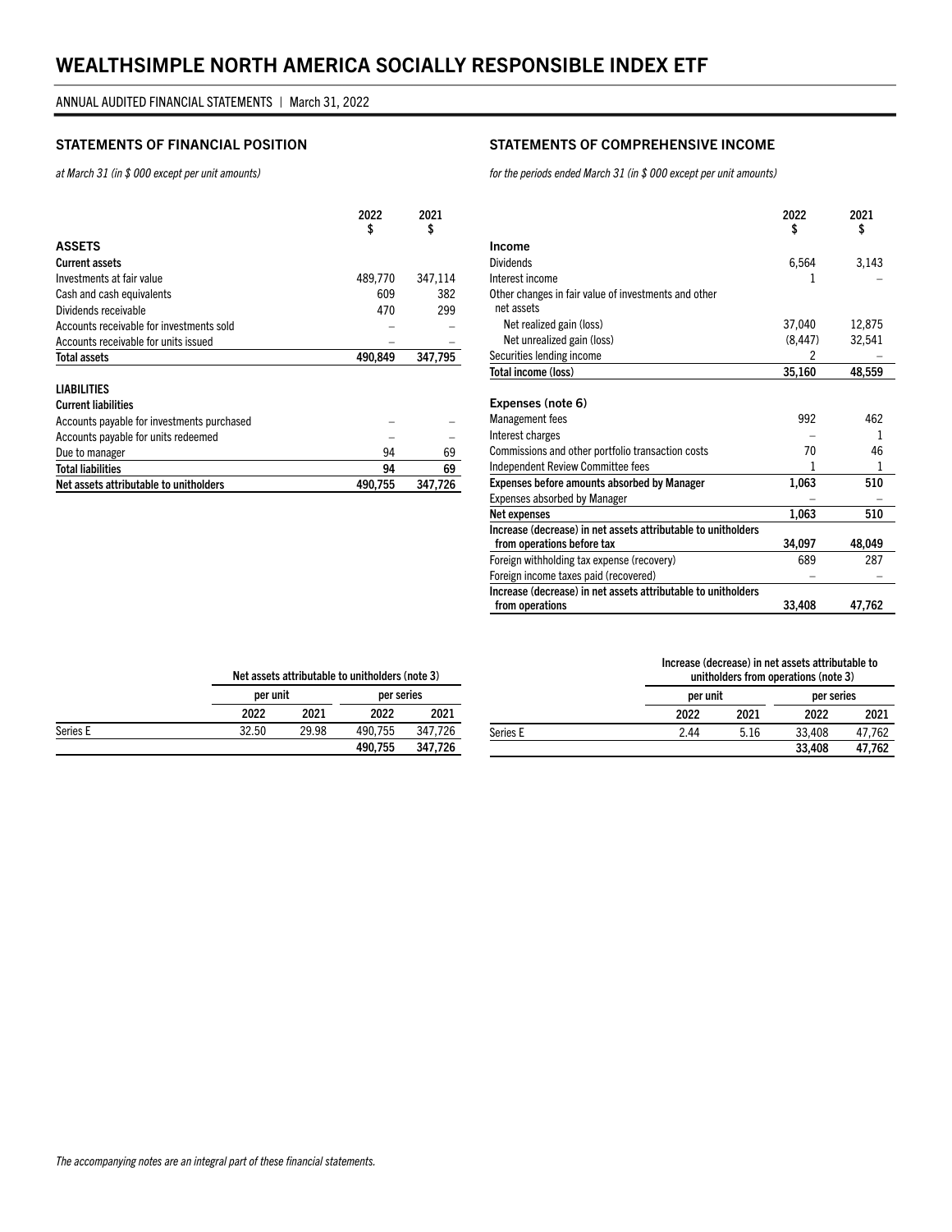# WEALTHSIMPLE NORTH AMERICA SOCIALLY RESPONSIBLE INDEX ETF

ANNUAL AUDITED FINANCIAL STATEMENTS | March 31, 2022

## STATEMENTS OF FINANCIAL POSITION

*at March 31 (in $ 000 except per unit amounts)*

| | 2022 $ | 2021 $ |
|---|---|---|
| **ASSETS** | | |
| **Current assets** | | |
| Investments at fair value | 489,770 | 347,114 |
| Cash and cash equivalents | 609 | 382 |
| Dividends receivable | 470 | 299 |
| Accounts receivable for investments sold | – | – |
| Accounts receivable for units issued | – | – |
| **Total assets** | **490,849** | **347,795** |
| **LIABILITIES** | | |
| **Current liabilities** | | |
| Accounts payable for investments purchased | – | – |
| Accounts payable for units redeemed | – | – |
| Due to manager | 94 | 69 |
| **Total liabilities** | **94** | **69** |
| **Net assets attributable to unitholders** | **490,755** | **347,726** |

| | Net assets attributable to unitholders (note 3) | | | |
|---|---|---|---|---|
| | per unit | | per series | |
| | 2022 | 2021 | 2022 | 2021 |
| Series E | 32.50 | 29.98 | 490,755 | 347,726 |
| | | | **490,755** | **347,726** |

## STATEMENTS OF COMPREHENSIVE INCOME

*for the periods ended March 31 (in $ 000 except per unit amounts)*

| | 2022 $ | 2021 $ |
|---|---|---|
| **Income** | | |
| Dividends | 6,564 | 3,143 |
| Interest income | 1 | – |
| Other changes in fair value of investments and other net assets | | |
| Net realized gain (loss) | 37,040 | 12,875 |
| Net unrealized gain (loss) | (8,447) | 32,541 |
| Securities lending income | 2 | – |
| **Total income (loss)** | **35,160** | **48,559** |
| **Expenses (note 6)** | | |
| Management fees | 992 | 462 |
| Interest charges | – | 1 |
| Commissions and other portfolio transaction costs | 70 | 46 |
| Independent Review Committee fees | 1 | 1 |
| **Expenses before amounts absorbed by Manager** | **1,063** | **510** |
| Expenses absorbed by Manager | – | – |
| **Net expenses** | **1,063** | **510** |
| **Increase (decrease) in net assets attributable to unitholders from operations before tax** | **34,097** | **48,049** |
| Foreign withholding tax expense (recovery) | 689 | 287 |
| Foreign income taxes paid (recovered) | – | – |
| **Increase (decrease) in net assets attributable to unitholders from operations** | **33,408** | **47,762** |

| | Increase (decrease) in net assets attributable to unitholders from operations (note 3) | | | |
|---|---|---|---|---|
| | per unit | | per series | |
| | 2022 | 2021 | 2022 | 2021 |
| Series E | 2.44 | 5.16 | 33,408 | 47,762 |
| | | | **33,408** | **47,762** |

*The accompanying notes are an integral part of these financial statements.*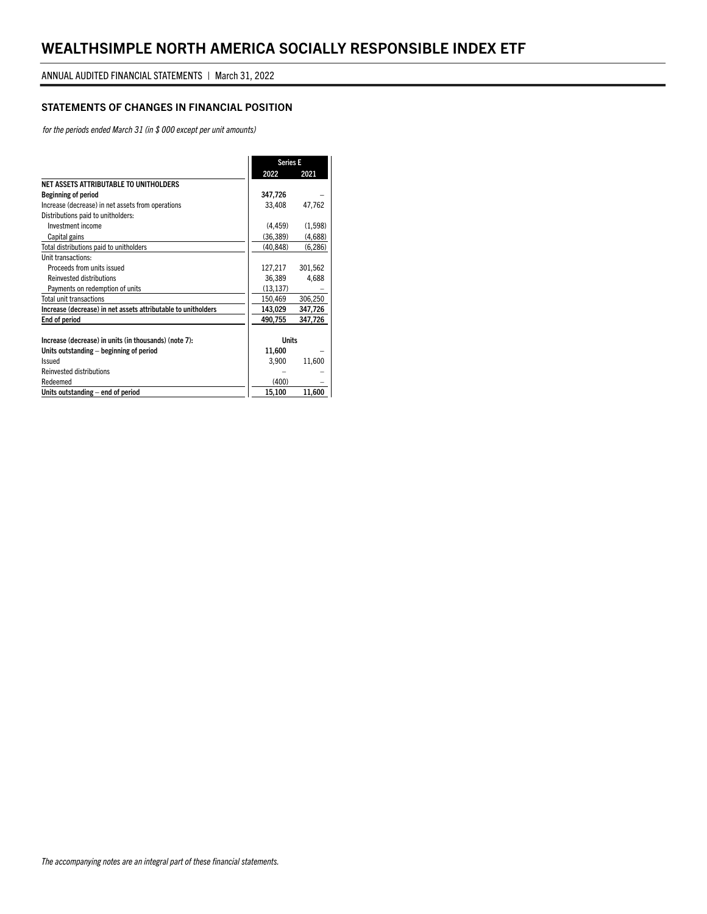# WEALTHSIMPLE NORTH AMERICA SOCIALLY RESPONSIBLE INDEX ETF

ANNUAL AUDITED FINANCIAL STATEMENTS | March 31, 2022

## STATEMENTS OF CHANGES IN FINANCIAL POSITION

*for the periods ended March 31 (in $ 000 except per unit amounts)*

| | Series E | |
|---|---|---|
| | **2022** | **2021** |
| **NET ASSETS ATTRIBUTABLE TO UNITHOLDERS** | | |
| **Beginning of period** | **347,726** | – |
| Increase (decrease) in net assets from operations | 33,408 | 47,762 |
| Distributions paid to unitholders: | | |
| Investment income | (4,459) | (1,598) |
| Capital gains | (36,389) | (4,688) |
| Total distributions paid to unitholders | (40,848) | (6,286) |
| Unit transactions: | | |
| Proceeds from units issued | 127,217 | 301,562 |
| Reinvested distributions | 36,389 | 4,688 |
| Payments on redemption of units | (13,137) | – |
| Total unit transactions | 150,469 | 306,250 |
| **Increase (decrease) in net assets attributable to unitholders** | **143,029** | **347,726** |
| **End of period** | **490,755** | **347,726** |
| | | |
| **Increase (decrease) in units (in thousands) (note 7):** | **Units** | |
| **Units outstanding – beginning of period** | **11,600** | – |
| Issued | 3,900 | 11,600 |
| Reinvested distributions | – | – |
| Redeemed | (400) | – |
| **Units outstanding – end of period** | **15,100** | **11,600** |

*The accompanying notes are an integral part of these financial statements.*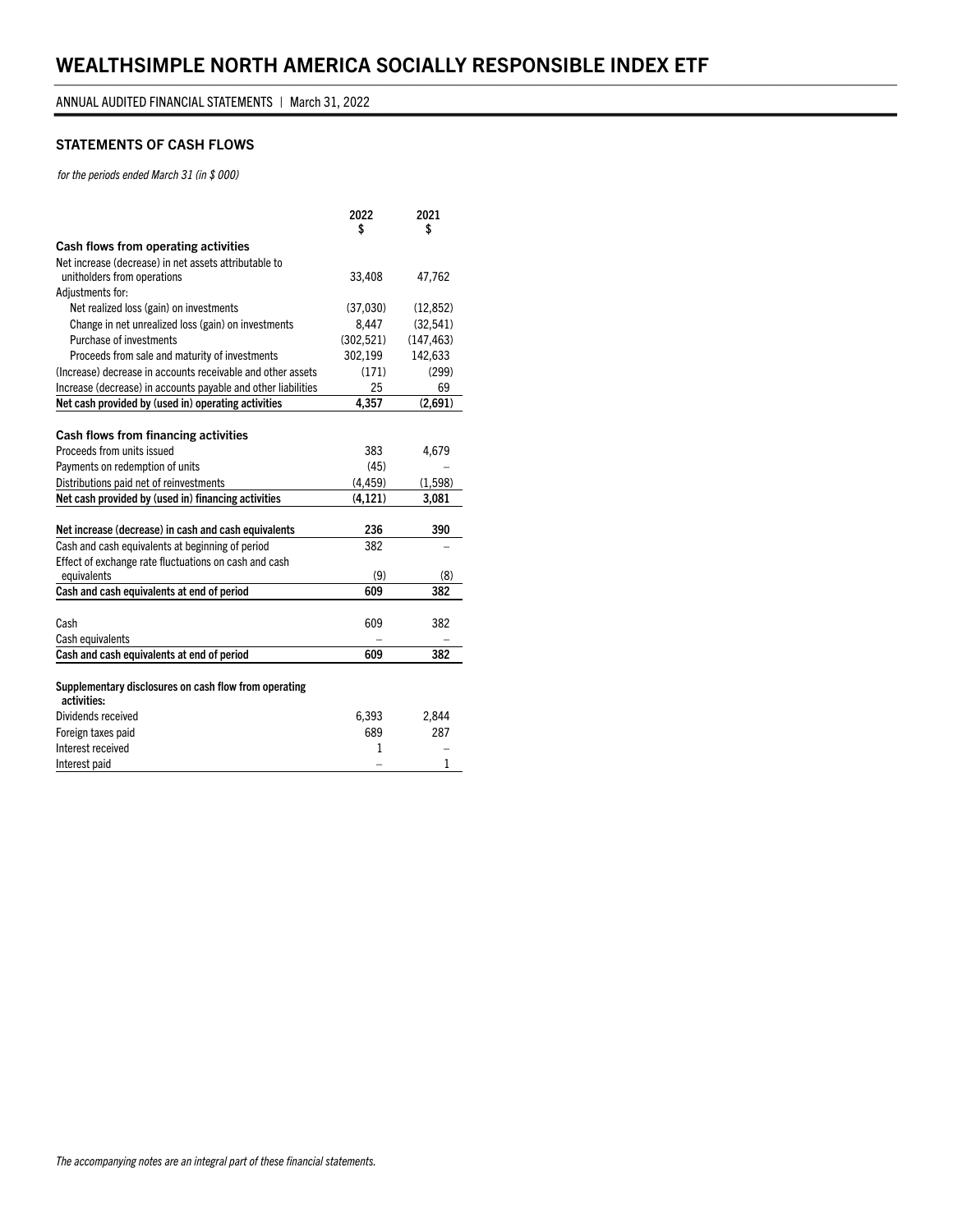# WEALTHSIMPLE NORTH AMERICA SOCIALLY RESPONSIBLE INDEX ETF

ANNUAL AUDITED FINANCIAL STATEMENTS | March 31, 2022

## STATEMENTS OF CASH FLOWS

*for the periods ended March 31 (in $ 000)*

| | 2022 $ | 2021 $ |
|---|---|---|
| **Cash flows from operating activities** | | |
| Net increase (decrease) in net assets attributable to unitholders from operations | 33,408 | 47,762 |
| Adjustments for: | | |
| Net realized loss (gain) on investments | (37,030) | (12,852) |
| Change in net unrealized loss (gain) on investments | 8,447 | (32,541) |
| Purchase of investments | (302,521) | (147,463) |
| Proceeds from sale and maturity of investments | 302,199 | 142,633 |
| (Increase) decrease in accounts receivable and other assets | (171) | (299) |
| Increase (decrease) in accounts payable and other liabilities | 25 | 69 |
| **Net cash provided by (used in) operating activities** | **4,357** | **(2,691)** |
| **Cash flows from financing activities** | | |
| Proceeds from units issued | 383 | 4,679 |
| Payments on redemption of units | (45) | – |
| Distributions paid net of reinvestments | (4,459) | (1,598) |
| **Net cash provided by (used in) financing activities** | **(4,121)** | **3,081** |
| **Net increase (decrease) in cash and cash equivalents** | **236** | **390** |
| Cash and cash equivalents at beginning of period | 382 | – |
| Effect of exchange rate fluctuations on cash and cash equivalents | (9) | (8) |
| **Cash and cash equivalents at end of period** | **609** | **382** |
| Cash | 609 | 382 |
| Cash equivalents | – | – |
| **Cash and cash equivalents at end of period** | **609** | **382** |
| **Supplementary disclosures on cash flow from operating activities:** | | |
| Dividends received | 6,393 | 2,844 |
| Foreign taxes paid | 689 | 287 |
| Interest received | 1 | – |
| Interest paid | – | 1 |

*The accompanying notes are an integral part of these financial statements.*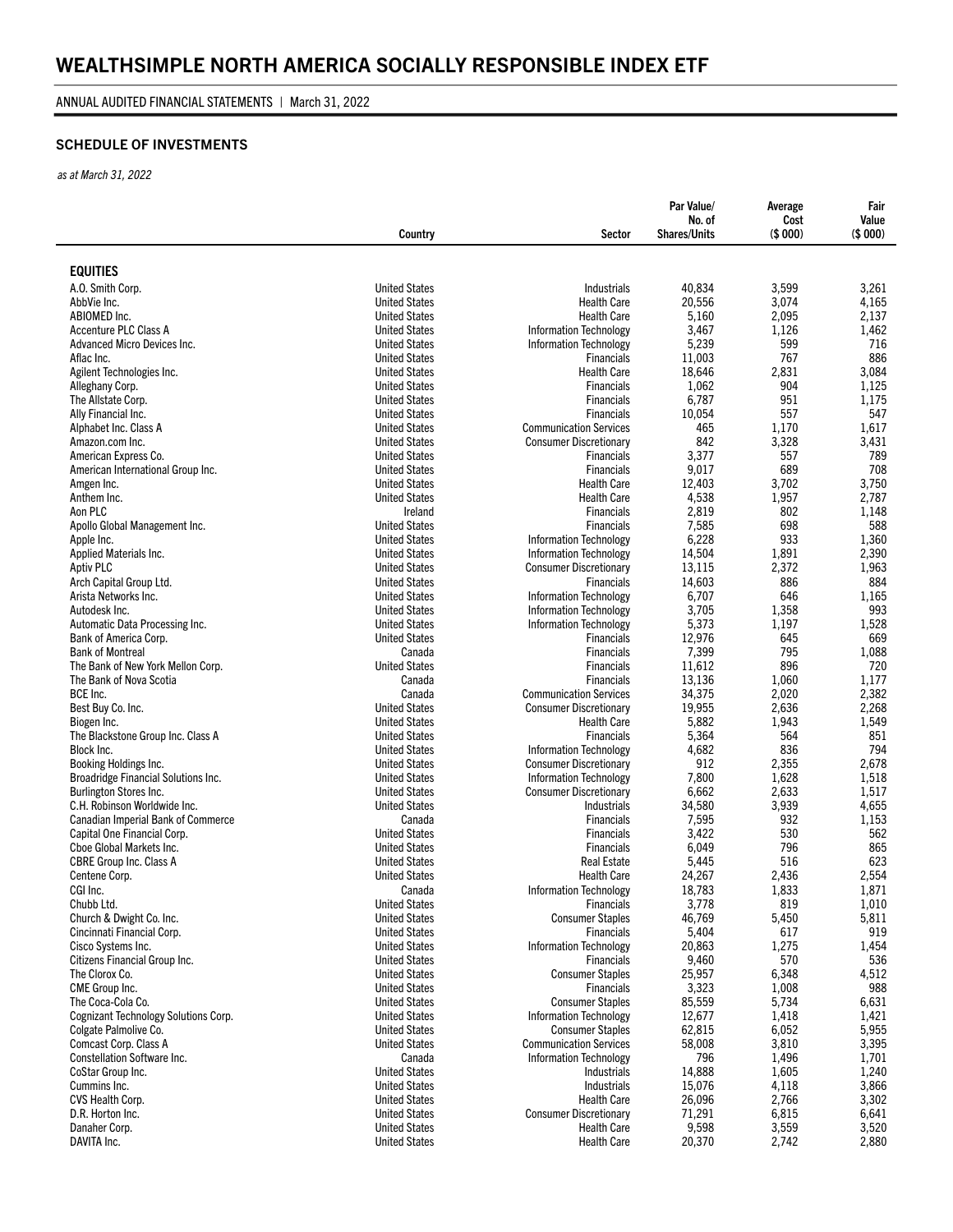# WEALTHSIMPLE NORTH AMERICA SOCIALLY RESPONSIBLE INDEX ETF

ANNUAL AUDITED FINANCIAL STATEMENTS | March 31, 2022

## SCHEDULE OF INVESTMENTS

*as at March 31, 2022*

| | Country | Sector | Par Value/ No. of Shares/Units | Average Cost ($ 000) | Fair Value ($ 000) |
|---|---|---|---|---|---|
| **EQUITIES** | | | | | |
| A.O. Smith Corp. | United States | Industrials | 40,834 | 3,599 | 3,261 |
| AbbVie Inc. | United States | Health Care | 20,556 | 3,074 | 4,165 |
| ABIOMED Inc. | United States | Health Care | 5,160 | 2,095 | 2,137 |
| Accenture PLC Class A | United States | Information Technology | 3,467 | 1,126 | 1,462 |
| Advanced Micro Devices Inc. | United States | Information Technology | 5,239 | 599 | 716 |
| Aflac Inc. | United States | Financials | 11,003 | 767 | 886 |
| Agilent Technologies Inc. | United States | Health Care | 18,646 | 2,831 | 3,084 |
| Alleghany Corp. | United States | Financials | 1,062 | 904 | 1,125 |
| The Allstate Corp. | United States | Financials | 6,787 | 951 | 1,175 |
| Ally Financial Inc. | United States | Financials | 10,054 | 557 | 547 |
| Alphabet Inc. Class A | United States | Communication Services | 465 | 1,170 | 1,617 |
| Amazon.com Inc. | United States | Consumer Discretionary | 842 | 3,328 | 3,431 |
| American Express Co. | United States | Financials | 3,377 | 557 | 789 |
| American International Group Inc. | United States | Financials | 9,017 | 689 | 708 |
| Amgen Inc. | United States | Health Care | 12,403 | 3,702 | 3,750 |
| Anthem Inc. | United States | Health Care | 4,538 | 1,957 | 2,787 |
| Aon PLC | Ireland | Financials | 2,819 | 802 | 1,148 |
| Apollo Global Management Inc. | United States | Financials | 7,585 | 698 | 588 |
| Apple Inc. | United States | Information Technology | 6,228 | 933 | 1,360 |
| Applied Materials Inc. | United States | Information Technology | 14,504 | 1,891 | 2,390 |
| Aptiv PLC | United States | Consumer Discretionary | 13,115 | 2,372 | 1,963 |
| Arch Capital Group Ltd. | United States | Financials | 14,603 | 886 | 884 |
| Arista Networks Inc. | United States | Information Technology | 6,707 | 646 | 1,165 |
| Autodesk Inc. | United States | Information Technology | 3,705 | 1,358 | 993 |
| Automatic Data Processing Inc. | United States | Information Technology | 5,373 | 1,197 | 1,528 |
| Bank of America Corp. | United States | Financials | 12,976 | 645 | 669 |
| Bank of Montreal | Canada | Financials | 7,399 | 795 | 1,088 |
| The Bank of New York Mellon Corp. | United States | Financials | 11,612 | 896 | 720 |
| The Bank of Nova Scotia | Canada | Financials | 13,136 | 1,060 | 1,177 |
| BCE Inc. | Canada | Communication Services | 34,375 | 2,020 | 2,382 |
| Best Buy Co. Inc. | United States | Consumer Discretionary | 19,955 | 2,636 | 2,268 |
| Biogen Inc. | United States | Health Care | 5,882 | 1,943 | 1,549 |
| The Blackstone Group Inc. Class A | United States | Financials | 5,364 | 564 | 851 |
| Block Inc. | United States | Information Technology | 4,682 | 836 | 794 |
| Booking Holdings Inc. | United States | Consumer Discretionary | 912 | 2,355 | 2,678 |
| Broadridge Financial Solutions Inc. | United States | Information Technology | 7,800 | 1,628 | 1,518 |
| Burlington Stores Inc. | United States | Consumer Discretionary | 6,662 | 2,633 | 1,517 |
| C.H. Robinson Worldwide Inc. | United States | Industrials | 34,580 | 3,939 | 4,655 |
| Canadian Imperial Bank of Commerce | Canada | Financials | 7,595 | 932 | 1,153 |
| Capital One Financial Corp. | United States | Financials | 3,422 | 530 | 562 |
| Cboe Global Markets Inc. | United States | Financials | 6,049 | 796 | 865 |
| CBRE Group Inc. Class A | United States | Real Estate | 5,445 | 516 | 623 |
| Centene Corp. | United States | Health Care | 24,267 | 2,436 | 2,554 |
| CGI Inc. | Canada | Information Technology | 18,783 | 1,833 | 1,871 |
| Chubb Ltd. | United States | Financials | 3,778 | 819 | 1,010 |
| Church & Dwight Co. Inc. | United States | Consumer Staples | 46,769 | 5,450 | 5,811 |
| Cincinnati Financial Corp. | United States | Financials | 5,404 | 617 | 919 |
| Cisco Systems Inc. | United States | Information Technology | 20,863 | 1,275 | 1,454 |
| Citizens Financial Group Inc. | United States | Financials | 9,460 | 570 | 536 |
| The Clorox Co. | United States | Consumer Staples | 25,957 | 6,348 | 4,512 |
| CME Group Inc. | United States | Financials | 3,323 | 1,008 | 988 |
| The Coca-Cola Co. | United States | Consumer Staples | 85,559 | 5,734 | 6,631 |
| Cognizant Technology Solutions Corp. | United States | Information Technology | 12,677 | 1,418 | 1,421 |
| Colgate Palmolive Co. | United States | Consumer Staples | 62,815 | 6,052 | 5,955 |
| Comcast Corp. Class A | United States | Communication Services | 58,008 | 3,810 | 3,395 |
| Constellation Software Inc. | Canada | Information Technology | 796 | 1,496 | 1,701 |
| CoStar Group Inc. | United States | Industrials | 14,888 | 1,605 | 1,240 |
| Cummins Inc. | United States | Industrials | 15,076 | 4,118 | 3,866 |
| CVS Health Corp. | United States | Health Care | 26,096 | 2,766 | 3,302 |
| D.R. Horton Inc. | United States | Consumer Discretionary | 71,291 | 6,815 | 6,641 |
| Danaher Corp. | United States | Health Care | 9,598 | 3,559 | 3,520 |
| DAVITA Inc. | United States | Health Care | 20,370 | 2,742 | 2,880 |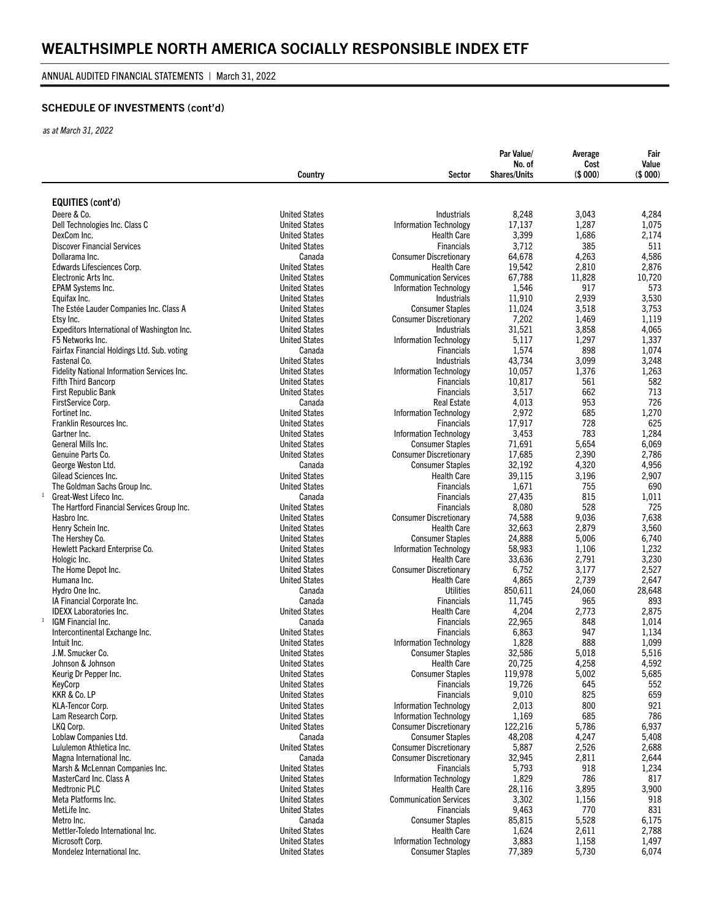# WEALTHSIMPLE NORTH AMERICA SOCIALLY RESPONSIBLE INDEX ETF

ANNUAL AUDITED FINANCIAL STATEMENTS | March 31, 2022

## SCHEDULE OF INVESTMENTS (cont'd)

*as at March 31, 2022*

| | Country | Sector | Par Value/ No. of Shares/Units | Average Cost ($ 000) | Fair Value ($ 000) |
|---|---|---|---|---|---|
| **EQUITIES (cont'd)** | | | | | |
| Deere & Co. | United States | Industrials | 8,248 | 3,043 | 4,284 |
| Dell Technologies Inc. Class C | United States | Information Technology | 17,137 | 1,287 | 1,075 |
| DexCom Inc. | United States | Health Care | 3,399 | 1,686 | 2,174 |
| Discover Financial Services | United States | Financials | 3,712 | 385 | 511 |
| Dollarama Inc. | Canada | Consumer Discretionary | 64,678 | 4,263 | 4,586 |
| Edwards Lifesciences Corp. | United States | Health Care | 19,542 | 2,810 | 2,876 |
| Electronic Arts Inc. | United States | Communication Services | 67,788 | 11,828 | 10,720 |
| EPAM Systems Inc. | United States | Information Technology | 1,546 | 917 | 573 |
| Equifax Inc. | United States | Industrials | 11,910 | 2,939 | 3,530 |
| The Estée Lauder Companies Inc. Class A | United States | Consumer Staples | 11,024 | 3,518 | 3,753 |
| Etsy Inc. | United States | Consumer Discretionary | 7,202 | 1,469 | 1,119 |
| Expeditors International of Washington Inc. | United States | Industrials | 31,521 | 3,858 | 4,065 |
| F5 Networks Inc. | United States | Information Technology | 5,117 | 1,297 | 1,337 |
| Fairfax Financial Holdings Ltd. Sub. voting | Canada | Financials | 1,574 | 898 | 1,074 |
| Fastenal Co. | United States | Industrials | 43,734 | 3,099 | 3,248 |
| Fidelity National Information Services Inc. | United States | Information Technology | 10,057 | 1,376 | 1,263 |
| Fifth Third Bancorp | United States | Financials | 10,817 | 561 | 582 |
| First Republic Bank | United States | Financials | 3,517 | 662 | 713 |
| FirstService Corp. | Canada | Real Estate | 4,013 | 953 | 726 |
| Fortinet Inc. | United States | Information Technology | 2,972 | 685 | 1,270 |
| Franklin Resources Inc. | United States | Financials | 17,917 | 728 | 625 |
| Gartner Inc. | United States | Information Technology | 3,453 | 783 | 1,284 |
| General Mills Inc. | United States | Consumer Staples | 71,691 | 5,654 | 6,069 |
| Genuine Parts Co. | United States | Consumer Discretionary | 17,685 | 2,390 | 2,786 |
| George Weston Ltd. | Canada | Consumer Staples | 32,192 | 4,320 | 4,956 |
| Gilead Sciences Inc. | United States | Health Care | 39,115 | 3,196 | 2,907 |
| The Goldman Sachs Group Inc. | United States | Financials | 1,671 | 755 | 690 |
| [1] Great-West Lifeco Inc. | Canada | Financials | 27,435 | 815 | 1,011 |
| The Hartford Financial Services Group Inc. | United States | Financials | 8,080 | 528 | 725 |
| Hasbro Inc. | United States | Consumer Discretionary | 74,588 | 9,036 | 7,638 |
| Henry Schein Inc. | United States | Health Care | 32,663 | 2,879 | 3,560 |
| The Hershey Co. | United States | Consumer Staples | 24,888 | 5,006 | 6,740 |
| Hewlett Packard Enterprise Co. | United States | Information Technology | 58,983 | 1,106 | 1,232 |
| Hologic Inc. | United States | Health Care | 33,636 | 2,791 | 3,230 |
| The Home Depot Inc. | United States | Consumer Discretionary | 6,752 | 3,177 | 2,527 |
| Humana Inc. | United States | Health Care | 4,865 | 2,739 | 2,647 |
| Hydro One Inc. | Canada | Utilities | 850,611 | 24,060 | 28,648 |
| IA Financial Corporate Inc. | Canada | Financials | 11,745 | 965 | 893 |
| IDEXX Laboratories Inc. | United States | Health Care | 4,204 | 2,773 | 2,875 |
| [1] IGM Financial Inc. | Canada | Financials | 22,965 | 848 | 1,014 |
| Intercontinental Exchange Inc. | United States | Financials | 6,863 | 947 | 1,134 |
| Intuit Inc. | United States | Information Technology | 1,828 | 888 | 1,099 |
| J.M. Smucker Co. | United States | Consumer Staples | 32,586 | 5,018 | 5,516 |
| Johnson & Johnson | United States | Health Care | 20,725 | 4,258 | 4,592 |
| Keurig Dr Pepper Inc. | United States | Consumer Staples | 119,978 | 5,002 | 5,685 |
| KeyCorp | United States | Financials | 19,726 | 645 | 552 |
| KKR & Co. LP | United States | Financials | 9,010 | 825 | 659 |
| KLA-Tencor Corp. | United States | Information Technology | 2,013 | 800 | 921 |
| Lam Research Corp. | United States | Information Technology | 1,169 | 685 | 786 |
| LKQ Corp. | United States | Consumer Discretionary | 122,216 | 5,786 | 6,937 |
| Loblaw Companies Ltd. | Canada | Consumer Staples | 48,208 | 4,247 | 5,408 |
| Lululemon Athletica Inc. | United States | Consumer Discretionary | 5,887 | 2,526 | 2,688 |
| Magna International Inc. | Canada | Consumer Discretionary | 32,945 | 2,811 | 2,644 |
| Marsh & McLennan Companies Inc. | United States | Financials | 5,793 | 918 | 1,234 |
| MasterCard Inc. Class A | United States | Information Technology | 1,829 | 786 | 817 |
| Medtronic PLC | United States | Health Care | 28,116 | 3,895 | 3,900 |
| Meta Platforms Inc. | United States | Communication Services | 3,302 | 1,156 | 918 |
| MetLife Inc. | United States | Financials | 9,463 | 770 | 831 |
| Metro Inc. | Canada | Consumer Staples | 85,815 | 5,528 | 6,175 |
| Mettler-Toledo International Inc. | United States | Health Care | 1,624 | 2,611 | 2,788 |
| Microsoft Corp. | United States | Information Technology | 3,883 | 1,158 | 1,497 |
| Mondelez International Inc. | United States | Consumer Staples | 77,389 | 5,730 | 6,074 |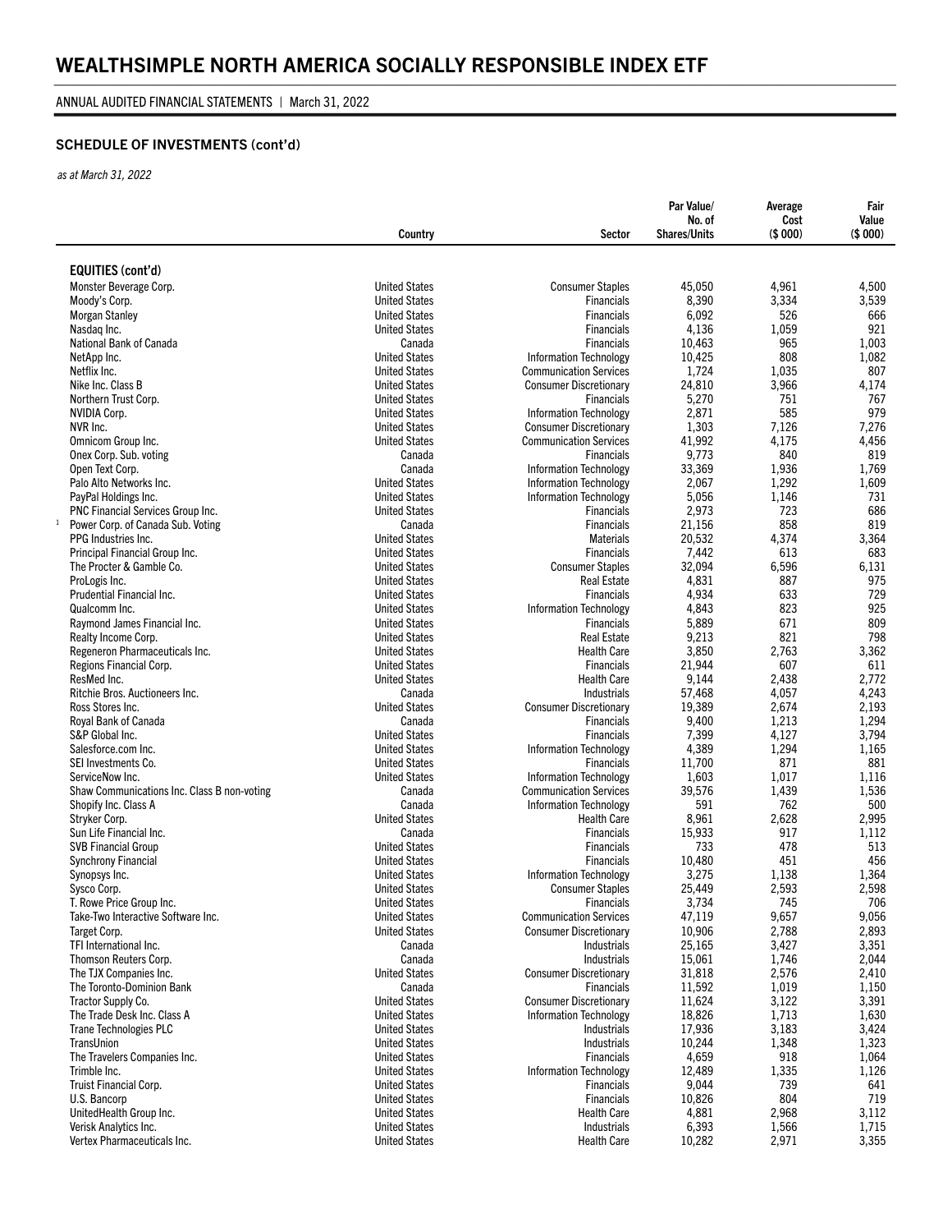# WEALTHSIMPLE NORTH AMERICA SOCIALLY RESPONSIBLE INDEX ETF

ANNUAL AUDITED FINANCIAL STATEMENTS | March 31, 2022

### SCHEDULE OF INVESTMENTS (cont'd)

*as at March 31, 2022*

| | Country | Sector | Par Value/ No. of Shares/Units | Average Cost ($ 000) | Fair Value ($ 000) |
|---|---|---|---|---|---|
| **EQUITIES (cont'd)** | | | | | |
| Monster Beverage Corp. | United States | Consumer Staples | 45,050 | 4,961 | 4,500 |
| Moody's Corp. | United States | Financials | 8,390 | 3,334 | 3,539 |
| Morgan Stanley | United States | Financials | 6,092 | 526 | 666 |
| Nasdaq Inc. | United States | Financials | 4,136 | 1,059 | 921 |
| National Bank of Canada | Canada | Financials | 10,463 | 965 | 1,003 |
| NetApp Inc. | United States | Information Technology | 10,425 | 808 | 1,082 |
| Netflix Inc. | United States | Communication Services | 1,724 | 1,035 | 807 |
| Nike Inc. Class B | United States | Consumer Discretionary | 24,810 | 3,966 | 4,174 |
| Northern Trust Corp. | United States | Financials | 5,270 | 751 | 767 |
| NVIDIA Corp. | United States | Information Technology | 2,871 | 585 | 979 |
| NVR Inc. | United States | Consumer Discretionary | 1,303 | 7,126 | 7,276 |
| Omnicom Group Inc. | United States | Communication Services | 41,992 | 4,175 | 4,456 |
| Onex Corp. Sub. voting | Canada | Financials | 9,773 | 840 | 819 |
| Open Text Corp. | Canada | Information Technology | 33,369 | 1,936 | 1,769 |
| Palo Alto Networks Inc. | United States | Information Technology | 2,067 | 1,292 | 1,609 |
| PayPal Holdings Inc. | United States | Information Technology | 5,056 | 1,146 | 731 |
| PNC Financial Services Group Inc. | United States | Financials | 2,973 | 723 | 686 |
| [1] Power Corp. of Canada Sub. Voting | Canada | Financials | 21,156 | 858 | 819 |
| PPG Industries Inc. | United States | Materials | 20,532 | 4,374 | 3,364 |
| Principal Financial Group Inc. | United States | Financials | 7,442 | 613 | 683 |
| The Procter & Gamble Co. | United States | Consumer Staples | 32,094 | 6,596 | 6,131 |
| ProLogis Inc. | United States | Real Estate | 4,831 | 887 | 975 |
| Prudential Financial Inc. | United States | Financials | 4,934 | 633 | 729 |
| Qualcomm Inc. | United States | Information Technology | 4,843 | 823 | 925 |
| Raymond James Financial Inc. | United States | Financials | 5,889 | 671 | 809 |
| Realty Income Corp. | United States | Real Estate | 9,213 | 821 | 798 |
| Regeneron Pharmaceuticals Inc. | United States | Health Care | 3,850 | 2,763 | 3,362 |
| Regions Financial Corp. | United States | Financials | 21,944 | 607 | 611 |
| ResMed Inc. | United States | Health Care | 9,144 | 2,438 | 2,772 |
| Ritchie Bros. Auctioneers Inc. | Canada | Industrials | 57,468 | 4,057 | 4,243 |
| Ross Stores Inc. | United States | Consumer Discretionary | 19,389 | 2,674 | 2,193 |
| Royal Bank of Canada | Canada | Financials | 9,400 | 1,213 | 1,294 |
| S&P Global Inc. | United States | Financials | 7,399 | 4,127 | 3,794 |
| Salesforce.com Inc. | United States | Information Technology | 4,389 | 1,294 | 1,165 |
| SEI Investments Co. | United States | Financials | 11,700 | 871 | 881 |
| ServiceNow Inc. | United States | Information Technology | 1,603 | 1,017 | 1,116 |
| Shaw Communications Inc. Class B non-voting | Canada | Communication Services | 39,576 | 1,439 | 1,536 |
| Shopify Inc. Class A | Canada | Information Technology | 591 | 762 | 500 |
| Stryker Corp. | United States | Health Care | 8,961 | 2,628 | 2,995 |
| Sun Life Financial Inc. | Canada | Financials | 15,933 | 917 | 1,112 |
| SVB Financial Group | United States | Financials | 733 | 478 | 513 |
| Synchrony Financial | United States | Financials | 10,480 | 451 | 456 |
| Synopsys Inc. | United States | Information Technology | 3,275 | 1,138 | 1,364 |
| Sysco Corp. | United States | Consumer Staples | 25,449 | 2,593 | 2,598 |
| T. Rowe Price Group Inc. | United States | Financials | 3,734 | 745 | 706 |
| Take-Two Interactive Software Inc. | United States | Communication Services | 47,119 | 9,657 | 9,056 |
| Target Corp. | United States | Consumer Discretionary | 10,906 | 2,788 | 2,893 |
| TFI International Inc. | Canada | Industrials | 25,165 | 3,427 | 3,351 |
| Thomson Reuters Corp. | Canada | Industrials | 15,061 | 1,746 | 2,044 |
| The TJX Companies Inc. | United States | Consumer Discretionary | 31,818 | 2,576 | 2,410 |
| The Toronto-Dominion Bank | Canada | Financials | 11,592 | 1,019 | 1,150 |
| Tractor Supply Co. | United States | Consumer Discretionary | 11,624 | 3,122 | 3,391 |
| The Trade Desk Inc. Class A | United States | Information Technology | 18,826 | 1,713 | 1,630 |
| Trane Technologies PLC | United States | Industrials | 17,936 | 3,183 | 3,424 |
| TransUnion | United States | Industrials | 10,244 | 1,348 | 1,323 |
| The Travelers Companies Inc. | United States | Financials | 4,659 | 918 | 1,064 |
| Trimble Inc. | United States | Information Technology | 12,489 | 1,335 | 1,126 |
| Truist Financial Corp. | United States | Financials | 9,044 | 739 | 641 |
| U.S. Bancorp | United States | Financials | 10,826 | 804 | 719 |
| UnitedHealth Group Inc. | United States | Health Care | 4,881 | 2,968 | 3,112 |
| Verisk Analytics Inc. | United States | Industrials | 6,393 | 1,566 | 1,715 |
| Vertex Pharmaceuticals Inc. | United States | Health Care | 10,282 | 2,971 | 3,355 |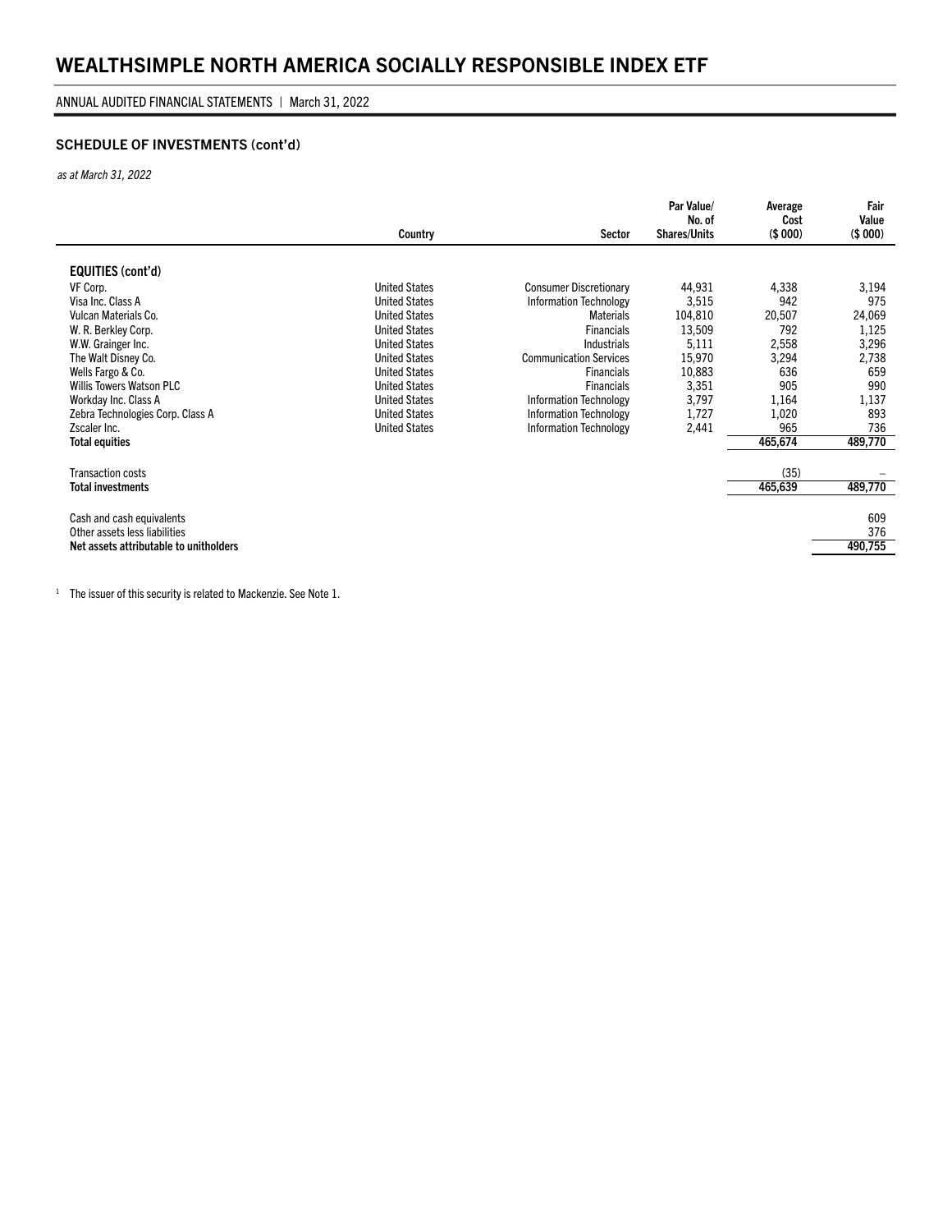# WEALTHSIMPLE NORTH AMERICA SOCIALLY RESPONSIBLE INDEX ETF

ANNUAL AUDITED FINANCIAL STATEMENTS | March 31, 2022

### SCHEDULE OF INVESTMENTS (cont'd)

*as at March 31, 2022*

| | Country | Sector | Par Value/ No. of Shares/Units | Average Cost ($ 000) | Fair Value ($ 000) |
|---|---|---|---|---|---|
| **EQUITIES (cont'd)** | | | | | |
| VF Corp. | United States | Consumer Discretionary | 44,931 | 4,338 | 3,194 |
| Visa Inc. Class A | United States | Information Technology | 3,515 | 942 | 975 |
| Vulcan Materials Co. | United States | Materials | 104,810 | 20,507 | 24,069 |
| W. R. Berkley Corp. | United States | Financials | 13,509 | 792 | 1,125 |
| W.W. Grainger Inc. | United States | Industrials | 5,111 | 2,558 | 3,296 |
| The Walt Disney Co. | United States | Communication Services | 15,970 | 3,294 | 2,738 |
| Wells Fargo & Co. | United States | Financials | 10,883 | 636 | 659 |
| Willis Towers Watson PLC | United States | Financials | 3,351 | 905 | 990 |
| Workday Inc. Class A | United States | Information Technology | 3,797 | 1,164 | 1,137 |
| Zebra Technologies Corp. Class A | United States | Information Technology | 1,727 | 1,020 | 893 |
| Zscaler Inc. | United States | Information Technology | 2,441 | 965 | 736 |
| **Total equities** | | | | 465,674 | 489,770 |
| Transaction costs | | | | (35) | – |
| **Total investments** | | | | 465,639 | 489,770 |
| Cash and cash equivalents | | | | | 609 |
| Other assets less liabilities | | | | | 376 |
| **Net assets attributable to unitholders** | | | | | 490,755 |

[1] The issuer of this security is related to Mackenzie. See Note 1.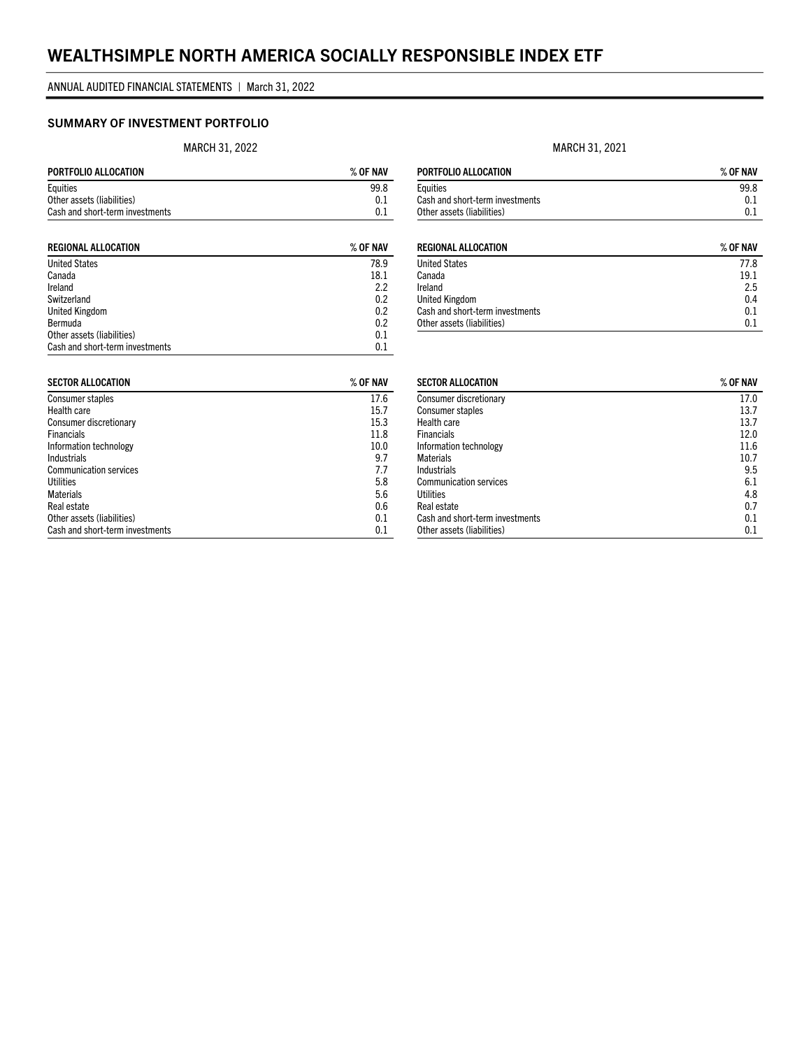# WEALTHSIMPLE NORTH AMERICA SOCIALLY RESPONSIBLE INDEX ETF

ANNUAL AUDITED FINANCIAL STATEMENTS | March 31, 2022

## SUMMARY OF INVESTMENT PORTFOLIO

### MARCH 31, 2022

| PORTFOLIO ALLOCATION | % OF NAV |
|---|---|
| Equities | 99.8 |
| Other assets (liabilities) | 0.1 |
| Cash and short-term investments | 0.1 |

| REGIONAL ALLOCATION | % OF NAV |
|---|---|
| United States | 78.9 |
| Canada | 18.1 |
| Ireland | 2.2 |
| Switzerland | 0.2 |
| United Kingdom | 0.2 |
| Bermuda | 0.2 |
| Other assets (liabilities) | 0.1 |
| Cash and short-term investments | 0.1 |

| SECTOR ALLOCATION | % OF NAV |
|---|---|
| Consumer staples | 17.6 |
| Health care | 15.7 |
| Consumer discretionary | 15.3 |
| Financials | 11.8 |
| Information technology | 10.0 |
| Industrials | 9.7 |
| Communication services | 7.7 |
| Utilities | 5.8 |
| Materials | 5.6 |
| Real estate | 0.6 |
| Other assets (liabilities) | 0.1 |
| Cash and short-term investments | 0.1 |

### MARCH 31, 2021

| PORTFOLIO ALLOCATION | % OF NAV |
|---|---|
| Equities | 99.8 |
| Cash and short-term investments | 0.1 |
| Other assets (liabilities) | 0.1 |

| REGIONAL ALLOCATION | % OF NAV |
|---|---|
| United States | 77.8 |
| Canada | 19.1 |
| Ireland | 2.5 |
| United Kingdom | 0.4 |
| Cash and short-term investments | 0.1 |
| Other assets (liabilities) | 0.1 |

| SECTOR ALLOCATION | % OF NAV |
|---|---|
| Consumer discretionary | 17.0 |
| Consumer staples | 13.7 |
| Health care | 13.7 |
| Financials | 12.0 |
| Information technology | 11.6 |
| Materials | 10.7 |
| Industrials | 9.5 |
| Communication services | 6.1 |
| Utilities | 4.8 |
| Real estate | 0.7 |
| Cash and short-term investments | 0.1 |
| Other assets (liabilities) | 0.1 |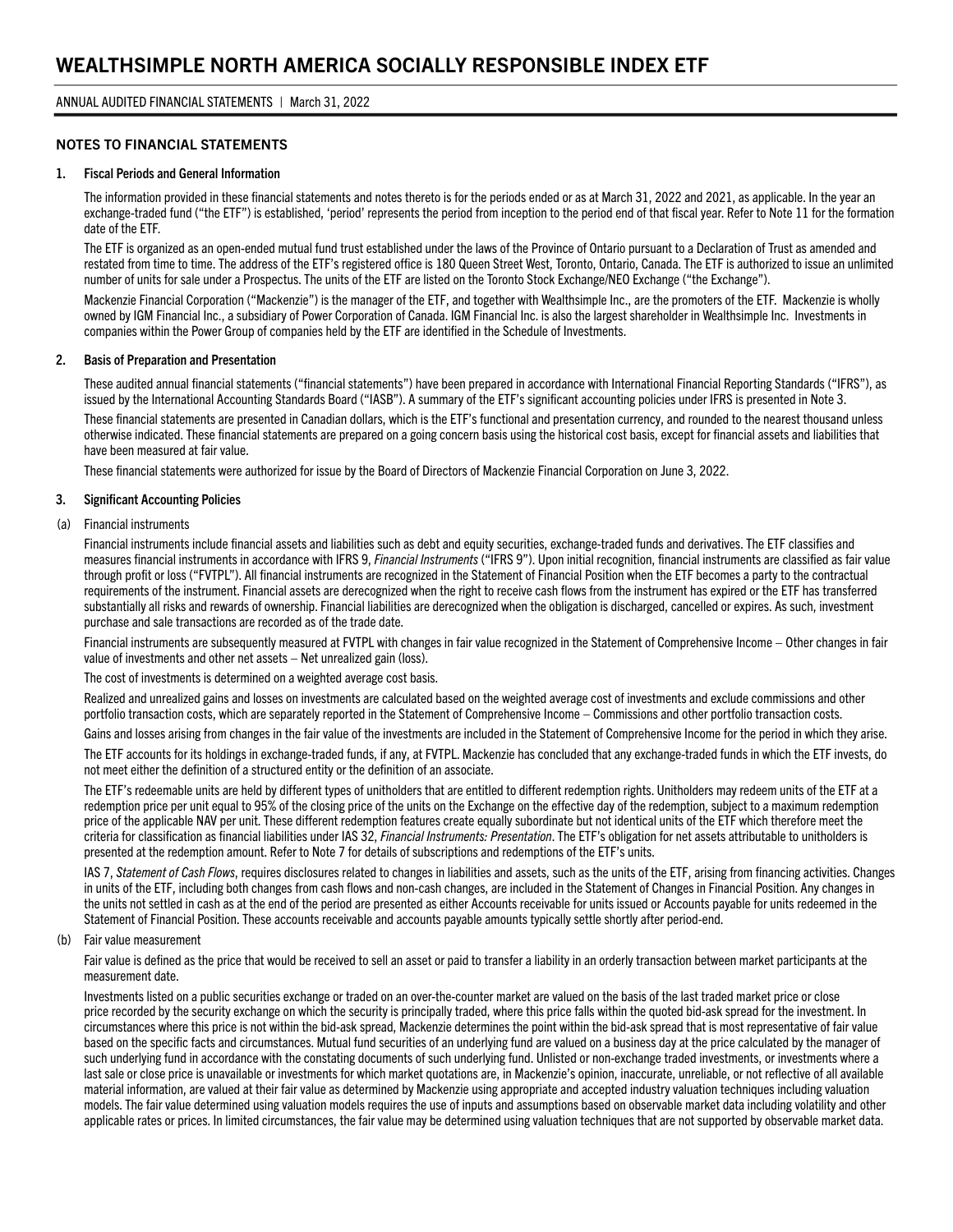# WEALTHSIMPLE NORTH AMERICA SOCIALLY RESPONSIBLE INDEX ETF

ANNUAL AUDITED FINANCIAL STATEMENTS | March 31, 2022

## NOTES TO FINANCIAL STATEMENTS

### 1. Fiscal Periods and General Information

The information provided in these financial statements and notes thereto is for the periods ended or as at March 31, 2022 and 2021, as applicable. In the year an exchange-traded fund ("the ETF") is established, 'period' represents the period from inception to the period end of that fiscal year. Refer to Note 11 for the formation date of the ETF.

The ETF is organized as an open-ended mutual fund trust established under the laws of the Province of Ontario pursuant to a Declaration of Trust as amended and restated from time to time. The address of the ETF's registered office is 180 Queen Street West, Toronto, Ontario, Canada. The ETF is authorized to issue an unlimited number of units for sale under a Prospectus. The units of the ETF are listed on the Toronto Stock Exchange/NEO Exchange ("the Exchange").

Mackenzie Financial Corporation ("Mackenzie") is the manager of the ETF, and together with Wealthsimple Inc., are the promoters of the ETF. Mackenzie is wholly owned by IGM Financial Inc., a subsidiary of Power Corporation of Canada. IGM Financial Inc. is also the largest shareholder in Wealthsimple Inc. Investments in companies within the Power Group of companies held by the ETF are identified in the Schedule of Investments.

### 2. Basis of Preparation and Presentation

These audited annual financial statements ("financial statements") have been prepared in accordance with International Financial Reporting Standards ("IFRS"), as issued by the International Accounting Standards Board ("IASB"). A summary of the ETF's significant accounting policies under IFRS is presented in Note 3.

These financial statements are presented in Canadian dollars, which is the ETF's functional and presentation currency, and rounded to the nearest thousand unless otherwise indicated. These financial statements are prepared on a going concern basis using the historical cost basis, except for financial assets and liabilities that have been measured at fair value.

These financial statements were authorized for issue by the Board of Directors of Mackenzie Financial Corporation on June 3, 2022.

### 3. Significant Accounting Policies

(a) Financial instruments

Financial instruments include financial assets and liabilities such as debt and equity securities, exchange-traded funds and derivatives. The ETF classifies and measures financial instruments in accordance with IFRS 9, *Financial Instruments* ("IFRS 9"). Upon initial recognition, financial instruments are classified as fair value through profit or loss ("FVTPL"). All financial instruments are recognized in the Statement of Financial Position when the ETF becomes a party to the contractual requirements of the instrument. Financial assets are derecognized when the right to receive cash flows from the instrument has expired or the ETF has transferred substantially all risks and rewards of ownership. Financial liabilities are derecognized when the obligation is discharged, cancelled or expires. As such, investment purchase and sale transactions are recorded as of the trade date.

Financial instruments are subsequently measured at FVTPL with changes in fair value recognized in the Statement of Comprehensive Income – Other changes in fair value of investments and other net assets – Net unrealized gain (loss).

The cost of investments is determined on a weighted average cost basis.

Realized and unrealized gains and losses on investments are calculated based on the weighted average cost of investments and exclude commissions and other portfolio transaction costs, which are separately reported in the Statement of Comprehensive Income – Commissions and other portfolio transaction costs.

Gains and losses arising from changes in the fair value of the investments are included in the Statement of Comprehensive Income for the period in which they arise.

The ETF accounts for its holdings in exchange-traded funds, if any, at FVTPL. Mackenzie has concluded that any exchange-traded funds in which the ETF invests, do not meet either the definition of a structured entity or the definition of an associate.

The ETF's redeemable units are held by different types of unitholders that are entitled to different redemption rights. Unitholders may redeem units of the ETF at a redemption price per unit equal to 95% of the closing price of the units on the Exchange on the effective day of the redemption, subject to a maximum redemption price of the applicable NAV per unit. These different redemption features create equally subordinate but not identical units of the ETF which therefore meet the criteria for classification as financial liabilities under IAS 32, *Financial Instruments: Presentation*. The ETF's obligation for net assets attributable to unitholders is presented at the redemption amount. Refer to Note 7 for details of subscriptions and redemptions of the ETF's units.

IAS 7, *Statement of Cash Flows*, requires disclosures related to changes in liabilities and assets, such as the units of the ETF, arising from financing activities. Changes in units of the ETF, including both changes from cash flows and non-cash changes, are included in the Statement of Changes in Financial Position. Any changes in the units not settled in cash as at the end of the period are presented as either Accounts receivable for units issued or Accounts payable for units redeemed in the Statement of Financial Position. These accounts receivable and accounts payable amounts typically settle shortly after period-end.

(b) Fair value measurement

Fair value is defined as the price that would be received to sell an asset or paid to transfer a liability in an orderly transaction between market participants at the measurement date.

Investments listed on a public securities exchange or traded on an over-the-counter market are valued on the basis of the last traded market price or close price recorded by the security exchange on which the security is principally traded, where this price falls within the quoted bid-ask spread for the investment. In circumstances where this price is not within the bid-ask spread, Mackenzie determines the point within the bid-ask spread that is most representative of fair value based on the specific facts and circumstances. Mutual fund securities of an underlying fund are valued on a business day at the price calculated by the manager of such underlying fund in accordance with the constating documents of such underlying fund. Unlisted or non-exchange traded investments, or investments where a last sale or close price is unavailable or investments for which market quotations are, in Mackenzie's opinion, inaccurate, unreliable, or not reflective of all available material information, are valued at their fair value as determined by Mackenzie using appropriate and accepted industry valuation techniques including valuation models. The fair value determined using valuation models requires the use of inputs and assumptions based on observable market data including volatility and other applicable rates or prices. In limited circumstances, the fair value may be determined using valuation techniques that are not supported by observable market data.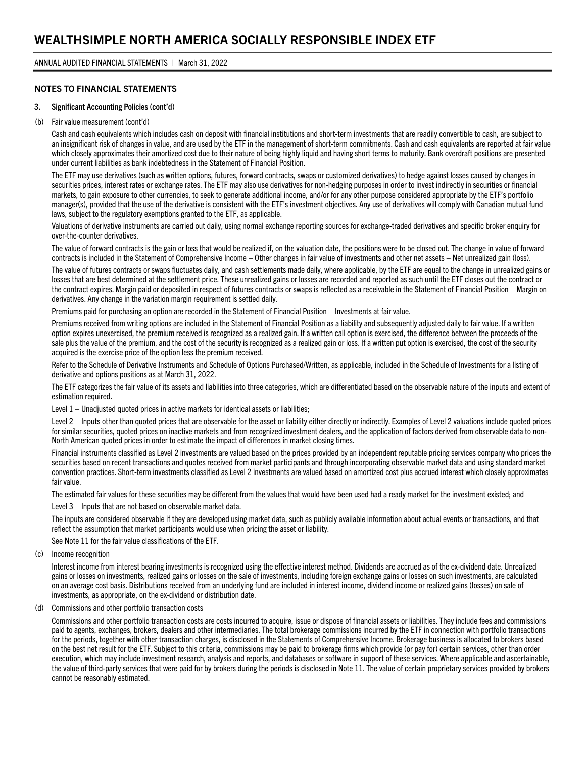## NOTES TO FINANCIAL STATEMENTS

### 3. Significant Accounting Policies (cont'd)

(b) Fair value measurement (cont'd)

Cash and cash equivalents which includes cash on deposit with financial institutions and short-term investments that are readily convertible to cash, are subject to an insignificant risk of changes in value, and are used by the ETF in the management of short-term commitments. Cash and cash equivalents are reported at fair value which closely approximates their amortized cost due to their nature of being highly liquid and having short terms to maturity. Bank overdraft positions are presented under current liabilities as bank indebtedness in the Statement of Financial Position.

The ETF may use derivatives (such as written options, futures, forward contracts, swaps or customized derivatives) to hedge against losses caused by changes in securities prices, interest rates or exchange rates. The ETF may also use derivatives for non-hedging purposes in order to invest indirectly in securities or financial markets, to gain exposure to other currencies, to seek to generate additional income, and/or for any other purpose considered appropriate by the ETF's portfolio manager(s), provided that the use of the derivative is consistent with the ETF's investment objectives. Any use of derivatives will comply with Canadian mutual fund laws, subject to the regulatory exemptions granted to the ETF, as applicable.

Valuations of derivative instruments are carried out daily, using normal exchange reporting sources for exchange-traded derivatives and specific broker enquiry for over-the-counter derivatives.

The value of forward contracts is the gain or loss that would be realized if, on the valuation date, the positions were to be closed out. The change in value of forward contracts is included in the Statement of Comprehensive Income – Other changes in fair value of investments and other net assets – Net unrealized gain (loss).

The value of futures contracts or swaps fluctuates daily, and cash settlements made daily, where applicable, by the ETF are equal to the change in unrealized gains or losses that are best determined at the settlement price. These unrealized gains or losses are recorded and reported as such until the ETF closes out the contract or the contract expires. Margin paid or deposited in respect of futures contracts or swaps is reflected as a receivable in the Statement of Financial Position – Margin on derivatives. Any change in the variation margin requirement is settled daily.

Premiums paid for purchasing an option are recorded in the Statement of Financial Position – Investments at fair value.

Premiums received from writing options are included in the Statement of Financial Position as a liability and subsequently adjusted daily to fair value. If a written option expires unexercised, the premium received is recognized as a realized gain. If a written call option is exercised, the difference between the proceeds of the sale plus the value of the premium, and the cost of the security is recognized as a realized gain or loss. If a written put option is exercised, the cost of the security acquired is the exercise price of the option less the premium received.

Refer to the Schedule of Derivative Instruments and Schedule of Options Purchased/Written, as applicable, included in the Schedule of Investments for a listing of derivative and options positions as at March 31, 2022.

The ETF categorizes the fair value of its assets and liabilities into three categories, which are differentiated based on the observable nature of the inputs and extent of estimation required.

Level 1 – Unadjusted quoted prices in active markets for identical assets or liabilities;

Level 2 – Inputs other than quoted prices that are observable for the asset or liability either directly or indirectly. Examples of Level 2 valuations include quoted prices for similar securities, quoted prices on inactive markets and from recognized investment dealers, and the application of factors derived from observable data to non-North American quoted prices in order to estimate the impact of differences in market closing times.

Financial instruments classified as Level 2 investments are valued based on the prices provided by an independent reputable pricing services company who prices the securities based on recent transactions and quotes received from market participants and through incorporating observable market data and using standard market convention practices. Short-term investments classified as Level 2 investments are valued based on amortized cost plus accrued interest which closely approximates fair value.

The estimated fair values for these securities may be different from the values that would have been used had a ready market for the investment existed; and

Level 3 – Inputs that are not based on observable market data.

The inputs are considered observable if they are developed using market data, such as publicly available information about actual events or transactions, and that reflect the assumption that market participants would use when pricing the asset or liability.

See Note 11 for the fair value classifications of the ETF.

(c) Income recognition

Interest income from interest bearing investments is recognized using the effective interest method. Dividends are accrued as of the ex-dividend date. Unrealized gains or losses on investments, realized gains or losses on the sale of investments, including foreign exchange gains or losses on such investments, are calculated on an average cost basis. Distributions received from an underlying fund are included in interest income, dividend income or realized gains (losses) on sale of investments, as appropriate, on the ex-dividend or distribution date.

(d) Commissions and other portfolio transaction costs

Commissions and other portfolio transaction costs are costs incurred to acquire, issue or dispose of financial assets or liabilities. They include fees and commissions paid to agents, exchanges, brokers, dealers and other intermediaries. The total brokerage commissions incurred by the ETF in connection with portfolio transactions for the periods, together with other transaction charges, is disclosed in the Statements of Comprehensive Income. Brokerage business is allocated to brokers based on the best net result for the ETF. Subject to this criteria, commissions may be paid to brokerage firms which provide (or pay for) certain services, other than order execution, which may include investment research, analysis and reports, and databases or software in support of these services. Where applicable and ascertainable, the value of third-party services that were paid for by brokers during the periods is disclosed in Note 11. The value of certain proprietary services provided by brokers cannot be reasonably estimated.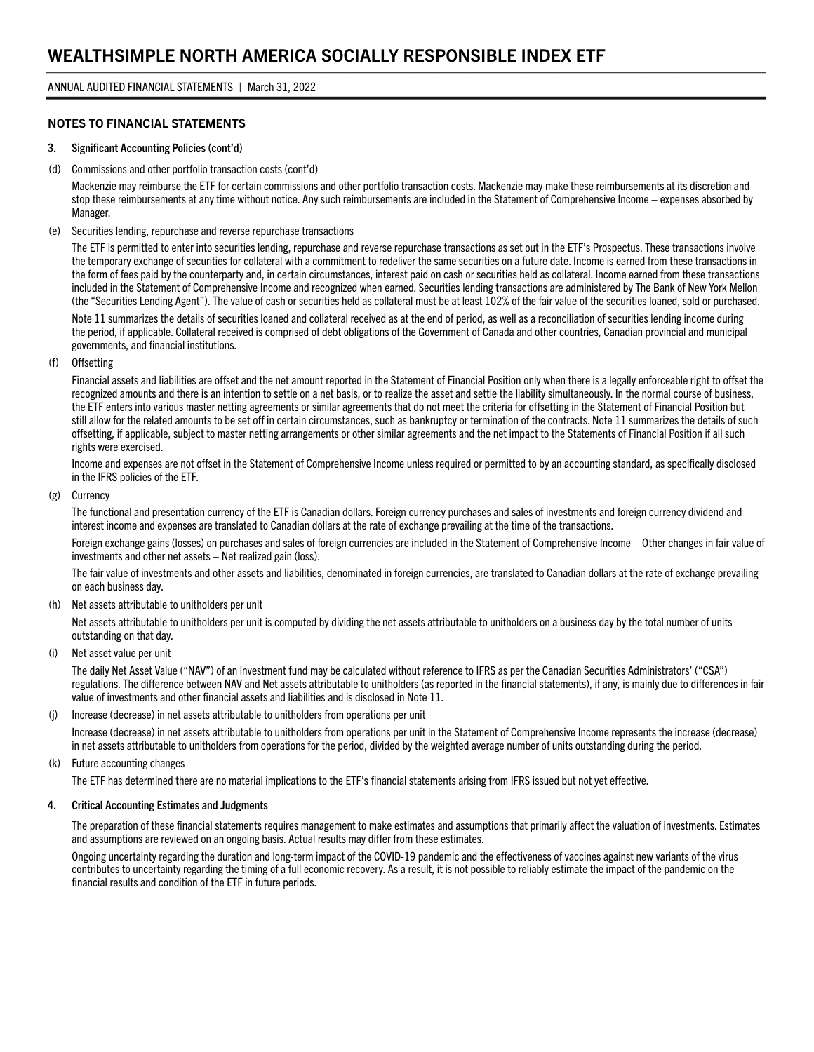## NOTES TO FINANCIAL STATEMENTS

### 3. Significant Accounting Policies (cont'd)

(d) Commissions and other portfolio transaction costs (cont'd)

Mackenzie may reimburse the ETF for certain commissions and other portfolio transaction costs. Mackenzie may make these reimbursements at its discretion and stop these reimbursements at any time without notice. Any such reimbursements are included in the Statement of Comprehensive Income – expenses absorbed by Manager.

(e) Securities lending, repurchase and reverse repurchase transactions

The ETF is permitted to enter into securities lending, repurchase and reverse repurchase transactions as set out in the ETF's Prospectus. These transactions involve the temporary exchange of securities for collateral with a commitment to redeliver the same securities on a future date. Income is earned from these transactions in the form of fees paid by the counterparty and, in certain circumstances, interest paid on cash or securities held as collateral. Income earned from these transactions included in the Statement of Comprehensive Income and recognized when earned. Securities lending transactions are administered by The Bank of New York Mellon (the "Securities Lending Agent"). The value of cash or securities held as collateral must be at least 102% of the fair value of the securities loaned, sold or purchased.

Note 11 summarizes the details of securities loaned and collateral received as at the end of period, as well as a reconciliation of securities lending income during the period, if applicable. Collateral received is comprised of debt obligations of the Government of Canada and other countries, Canadian provincial and municipal governments, and financial institutions.

(f) Offsetting

Financial assets and liabilities are offset and the net amount reported in the Statement of Financial Position only when there is a legally enforceable right to offset the recognized amounts and there is an intention to settle on a net basis, or to realize the asset and settle the liability simultaneously. In the normal course of business, the ETF enters into various master netting agreements or similar agreements that do not meet the criteria for offsetting in the Statement of Financial Position but still allow for the related amounts to be set off in certain circumstances, such as bankruptcy or termination of the contracts. Note 11 summarizes the details of such offsetting, if applicable, subject to master netting arrangements or other similar agreements and the net impact to the Statements of Financial Position if all such rights were exercised.

Income and expenses are not offset in the Statement of Comprehensive Income unless required or permitted to by an accounting standard, as specifically disclosed in the IFRS policies of the ETF.

(g) Currency

The functional and presentation currency of the ETF is Canadian dollars. Foreign currency purchases and sales of investments and foreign currency dividend and interest income and expenses are translated to Canadian dollars at the rate of exchange prevailing at the time of the transactions.

Foreign exchange gains (losses) on purchases and sales of foreign currencies are included in the Statement of Comprehensive Income – Other changes in fair value of investments and other net assets – Net realized gain (loss).

The fair value of investments and other assets and liabilities, denominated in foreign currencies, are translated to Canadian dollars at the rate of exchange prevailing on each business day.

(h) Net assets attributable to unitholders per unit

Net assets attributable to unitholders per unit is computed by dividing the net assets attributable to unitholders on a business day by the total number of units outstanding on that day.

(i) Net asset value per unit

The daily Net Asset Value ("NAV") of an investment fund may be calculated without reference to IFRS as per the Canadian Securities Administrators' ("CSA") regulations. The difference between NAV and Net assets attributable to unitholders (as reported in the financial statements), if any, is mainly due to differences in fair value of investments and other financial assets and liabilities and is disclosed in Note 11.

(j) Increase (decrease) in net assets attributable to unitholders from operations per unit

Increase (decrease) in net assets attributable to unitholders from operations per unit in the Statement of Comprehensive Income represents the increase (decrease) in net assets attributable to unitholders from operations for the period, divided by the weighted average number of units outstanding during the period.

(k) Future accounting changes

The ETF has determined there are no material implications to the ETF's financial statements arising from IFRS issued but not yet effective.

### 4. Critical Accounting Estimates and Judgments

The preparation of these financial statements requires management to make estimates and assumptions that primarily affect the valuation of investments. Estimates and assumptions are reviewed on an ongoing basis. Actual results may differ from these estimates.

Ongoing uncertainty regarding the duration and long-term impact of the COVID-19 pandemic and the effectiveness of vaccines against new variants of the virus contributes to uncertainty regarding the timing of a full economic recovery. As a result, it is not possible to reliably estimate the impact of the pandemic on the financial results and condition of the ETF in future periods.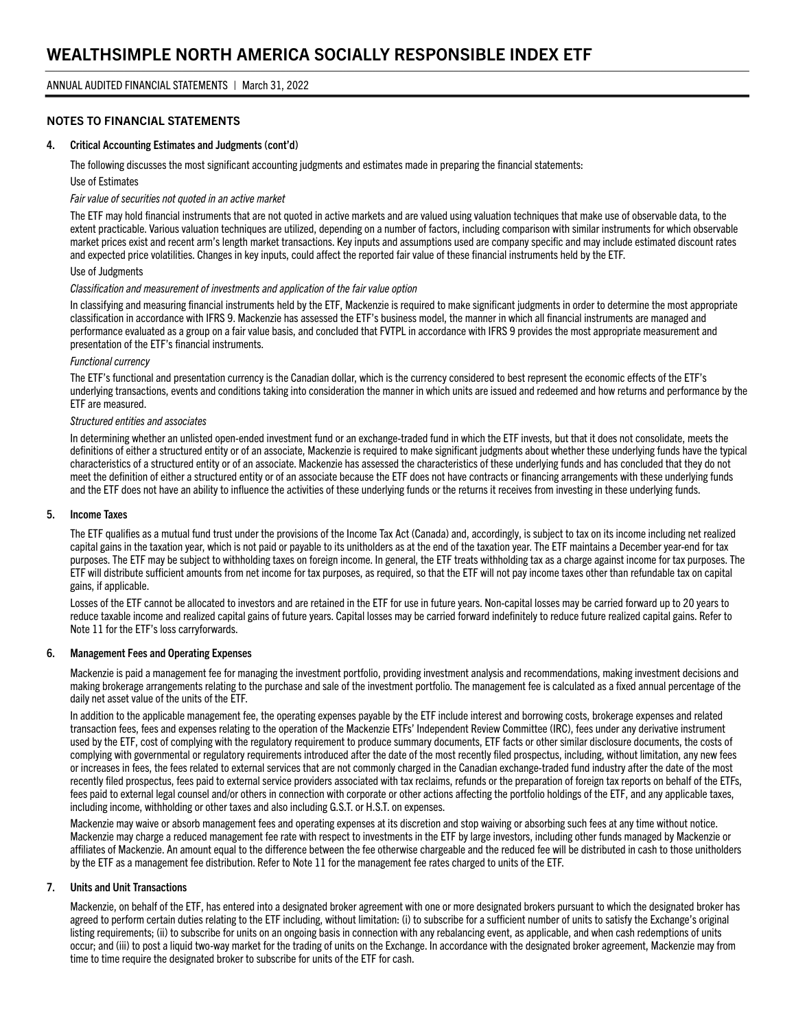## NOTES TO FINANCIAL STATEMENTS

### 4. Critical Accounting Estimates and Judgments (cont'd)

The following discusses the most significant accounting judgments and estimates made in preparing the financial statements:

Use of Estimates

*Fair value of securities not quoted in an active market*

The ETF may hold financial instruments that are not quoted in active markets and are valued using valuation techniques that make use of observable data, to the extent practicable. Various valuation techniques are utilized, depending on a number of factors, including comparison with similar instruments for which observable market prices exist and recent arm's length market transactions. Key inputs and assumptions used are company specific and may include estimated discount rates and expected price volatilities. Changes in key inputs, could affect the reported fair value of these financial instruments held by the ETF.

Use of Judgments

*Classification and measurement of investments and application of the fair value option*

In classifying and measuring financial instruments held by the ETF, Mackenzie is required to make significant judgments in order to determine the most appropriate classification in accordance with IFRS 9. Mackenzie has assessed the ETF's business model, the manner in which all financial instruments are managed and performance evaluated as a group on a fair value basis, and concluded that FVTPL in accordance with IFRS 9 provides the most appropriate measurement and presentation of the ETF's financial instruments.

*Functional currency*

The ETF's functional and presentation currency is the Canadian dollar, which is the currency considered to best represent the economic effects of the ETF's underlying transactions, events and conditions taking into consideration the manner in which units are issued and redeemed and how returns and performance by the ETF are measured.

*Structured entities and associates*

In determining whether an unlisted open-ended investment fund or an exchange-traded fund in which the ETF invests, but that it does not consolidate, meets the definitions of either a structured entity or of an associate, Mackenzie is required to make significant judgments about whether these underlying funds have the typical characteristics of a structured entity or of an associate. Mackenzie has assessed the characteristics of these underlying funds and has concluded that they do not meet the definition of either a structured entity or of an associate because the ETF does not have contracts or financing arrangements with these underlying funds and the ETF does not have an ability to influence the activities of these underlying funds or the returns it receives from investing in these underlying funds.

### 5. Income Taxes

The ETF qualifies as a mutual fund trust under the provisions of the Income Tax Act (Canada) and, accordingly, is subject to tax on its income including net realized capital gains in the taxation year, which is not paid or payable to its unitholders as at the end of the taxation year. The ETF maintains a December year-end for tax purposes. The ETF may be subject to withholding taxes on foreign income. In general, the ETF treats withholding tax as a charge against income for tax purposes. The ETF will distribute sufficient amounts from net income for tax purposes, as required, so that the ETF will not pay income taxes other than refundable tax on capital gains, if applicable.

Losses of the ETF cannot be allocated to investors and are retained in the ETF for use in future years. Non-capital losses may be carried forward up to 20 years to reduce taxable income and realized capital gains of future years. Capital losses may be carried forward indefinitely to reduce future realized capital gains. Refer to Note 11 for the ETF's loss carryforwards.

### 6. Management Fees and Operating Expenses

Mackenzie is paid a management fee for managing the investment portfolio, providing investment analysis and recommendations, making investment decisions and making brokerage arrangements relating to the purchase and sale of the investment portfolio. The management fee is calculated as a fixed annual percentage of the daily net asset value of the units of the ETF.

In addition to the applicable management fee, the operating expenses payable by the ETF include interest and borrowing costs, brokerage expenses and related transaction fees, fees and expenses relating to the operation of the Mackenzie ETFs' Independent Review Committee (IRC), fees under any derivative instrument used by the ETF, cost of complying with the regulatory requirement to produce summary documents, ETF facts or other similar disclosure documents, the costs of complying with governmental or regulatory requirements introduced after the date of the most recently filed prospectus, including, without limitation, any new fees or increases in fees, the fees related to external services that are not commonly charged in the Canadian exchange-traded fund industry after the date of the most recently filed prospectus, fees paid to external service providers associated with tax reclaims, refunds or the preparation of foreign tax reports on behalf of the ETFs, fees paid to external legal counsel and/or others in connection with corporate or other actions affecting the portfolio holdings of the ETF, and any applicable taxes, including income, withholding or other taxes and also including G.S.T. or H.S.T. on expenses.

Mackenzie may waive or absorb management fees and operating expenses at its discretion and stop waiving or absorbing such fees at any time without notice. Mackenzie may charge a reduced management fee rate with respect to investments in the ETF by large investors, including other funds managed by Mackenzie or affiliates of Mackenzie. An amount equal to the difference between the fee otherwise chargeable and the reduced fee will be distributed in cash to those unitholders by the ETF as a management fee distribution. Refer to Note 11 for the management fee rates charged to units of the ETF.

### 7. Units and Unit Transactions

Mackenzie, on behalf of the ETF, has entered into a designated broker agreement with one or more designated brokers pursuant to which the designated broker has agreed to perform certain duties relating to the ETF including, without limitation: (i) to subscribe for a sufficient number of units to satisfy the Exchange's original listing requirements; (ii) to subscribe for units on an ongoing basis in connection with any rebalancing event, as applicable, and when cash redemptions of units occur; and (iii) to post a liquid two-way market for the trading of units on the Exchange. In accordance with the designated broker agreement, Mackenzie may from time to time require the designated broker to subscribe for units of the ETF for cash.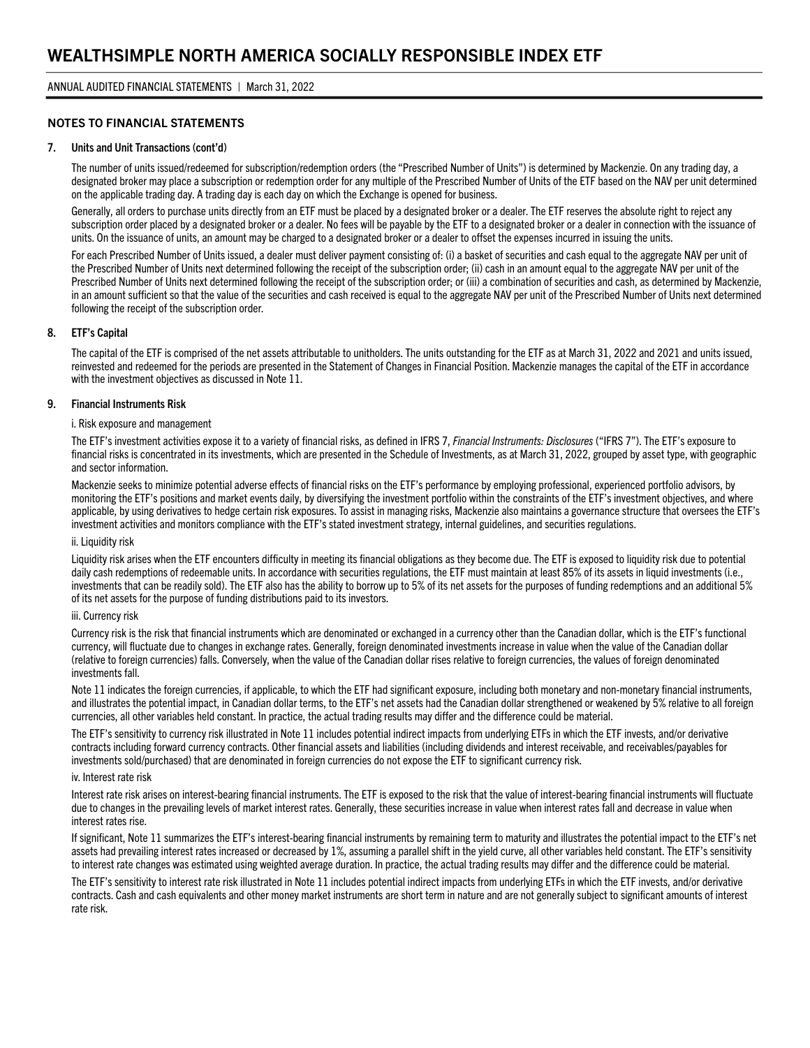## NOTES TO FINANCIAL STATEMENTS

### 7. Units and Unit Transactions (cont'd)

The number of units issued/redeemed for subscription/redemption orders (the "Prescribed Number of Units") is determined by Mackenzie. On any trading day, a designated broker may place a subscription or redemption order for any multiple of the Prescribed Number of Units of the ETF based on the NAV per unit determined on the applicable trading day. A trading day is each day on which the Exchange is opened for business.

Generally, all orders to purchase units directly from an ETF must be placed by a designated broker or a dealer. The ETF reserves the absolute right to reject any subscription order placed by a designated broker or a dealer. No fees will be payable by the ETF to a designated broker or a dealer in connection with the issuance of units. On the issuance of units, an amount may be charged to a designated broker or a dealer to offset the expenses incurred in issuing the units.

For each Prescribed Number of Units issued, a dealer must deliver payment consisting of: (i) a basket of securities and cash equal to the aggregate NAV per unit of the Prescribed Number of Units next determined following the receipt of the subscription order; (ii) cash in an amount equal to the aggregate NAV per unit of the Prescribed Number of Units next determined following the receipt of the subscription order; or (iii) a combination of securities and cash, as determined by Mackenzie, in an amount sufficient so that the value of the securities and cash received is equal to the aggregate NAV per unit of the Prescribed Number of Units next determined following the receipt of the subscription order.

### 8. ETF's Capital

The capital of the ETF is comprised of the net assets attributable to unitholders. The units outstanding for the ETF as at March 31, 2022 and 2021 and units issued, reinvested and redeemed for the periods are presented in the Statement of Changes in Financial Position. Mackenzie manages the capital of the ETF in accordance with the investment objectives as discussed in Note 11.

### 9. Financial Instruments Risk

i. Risk exposure and management

The ETF's investment activities expose it to a variety of financial risks, as defined in IFRS 7, *Financial Instruments: Disclosures* ("IFRS 7"). The ETF's exposure to financial risks is concentrated in its investments, which are presented in the Schedule of Investments, as at March 31, 2022, grouped by asset type, with geographic and sector information.

Mackenzie seeks to minimize potential adverse effects of financial risks on the ETF's performance by employing professional, experienced portfolio advisors, by monitoring the ETF's positions and market events daily, by diversifying the investment portfolio within the constraints of the ETF's investment objectives, and where applicable, by using derivatives to hedge certain risk exposures. To assist in managing risks, Mackenzie also maintains a governance structure that oversees the ETF's investment activities and monitors compliance with the ETF's stated investment strategy, internal guidelines, and securities regulations.

ii. Liquidity risk

Liquidity risk arises when the ETF encounters difficulty in meeting its financial obligations as they become due. The ETF is exposed to liquidity risk due to potential daily cash redemptions of redeemable units. In accordance with securities regulations, the ETF must maintain at least 85% of its assets in liquid investments (i.e., investments that can be readily sold). The ETF also has the ability to borrow up to 5% of its net assets for the purposes of funding redemptions and an additional 5% of its net assets for the purpose of funding distributions paid to its investors.

iii. Currency risk

Currency risk is the risk that financial instruments which are denominated or exchanged in a currency other than the Canadian dollar, which is the ETF's functional currency, will fluctuate due to changes in exchange rates. Generally, foreign denominated investments increase in value when the value of the Canadian dollar (relative to foreign currencies) falls. Conversely, when the value of the Canadian dollar rises relative to foreign currencies, the values of foreign denominated investments fall.

Note 11 indicates the foreign currencies, if applicable, to which the ETF had significant exposure, including both monetary and non-monetary financial instruments, and illustrates the potential impact, in Canadian dollar terms, to the ETF's net assets had the Canadian dollar strengthened or weakened by 5% relative to all foreign currencies, all other variables held constant. In practice, the actual trading results may differ and the difference could be material.

The ETF's sensitivity to currency risk illustrated in Note 11 includes potential indirect impacts from underlying ETFs in which the ETF invests, and/or derivative contracts including forward currency contracts. Other financial assets and liabilities (including dividends and interest receivable, and receivables/payables for investments sold/purchased) that are denominated in foreign currencies do not expose the ETF to significant currency risk.

iv. Interest rate risk

Interest rate risk arises on interest-bearing financial instruments. The ETF is exposed to the risk that the value of interest-bearing financial instruments will fluctuate due to changes in the prevailing levels of market interest rates. Generally, these securities increase in value when interest rates fall and decrease in value when interest rates rise.

If significant, Note 11 summarizes the ETF's interest-bearing financial instruments by remaining term to maturity and illustrates the potential impact to the ETF's net assets had prevailing interest rates increased or decreased by 1%, assuming a parallel shift in the yield curve, all other variables held constant. The ETF's sensitivity to interest rate changes was estimated using weighted average duration. In practice, the actual trading results may differ and the difference could be material.

The ETF's sensitivity to interest rate risk illustrated in Note 11 includes potential indirect impacts from underlying ETFs in which the ETF invests, and/or derivative contracts. Cash and cash equivalents and other money market instruments are short term in nature and are not generally subject to significant amounts of interest rate risk.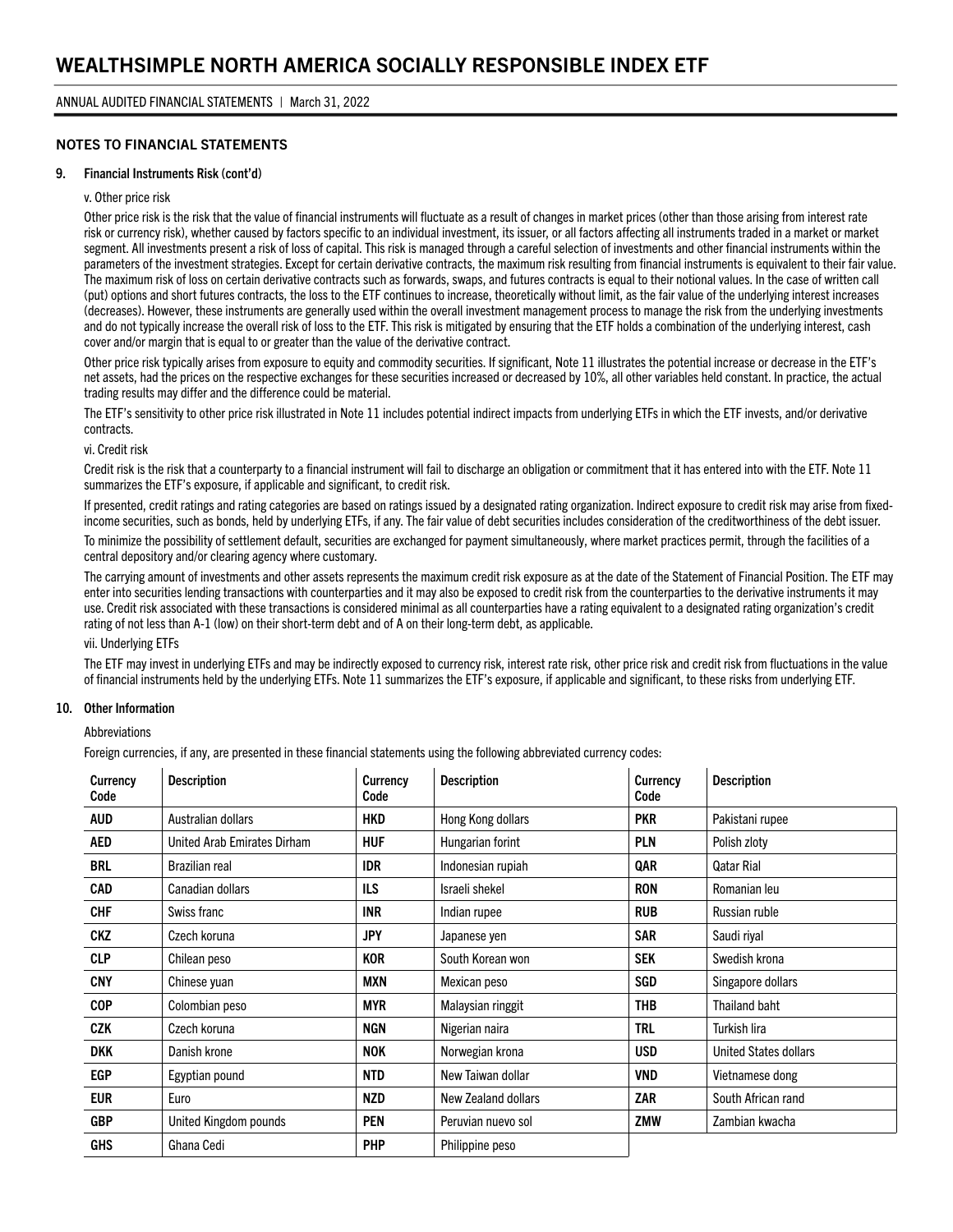## NOTES TO FINANCIAL STATEMENTS

### 9. Financial Instruments Risk (cont'd)

v. Other price risk

Other price risk is the risk that the value of financial instruments will fluctuate as a result of changes in market prices (other than those arising from interest rate risk or currency risk), whether caused by factors specific to an individual investment, its issuer, or all factors affecting all instruments traded in a market or market segment. All investments present a risk of loss of capital. This risk is managed through a careful selection of investments and other financial instruments within the parameters of the investment strategies. Except for certain derivative contracts, the maximum risk resulting from financial instruments is equivalent to their fair value. The maximum risk of loss on certain derivative contracts such as forwards, swaps, and futures contracts is equal to their notional values. In the case of written call (put) options and short futures contracts, the loss to the ETF continues to increase, theoretically without limit, as the fair value of the underlying interest increases (decreases). However, these instruments are generally used within the overall investment management process to manage the risk from the underlying investments and do not typically increase the overall risk of loss to the ETF. This risk is mitigated by ensuring that the ETF holds a combination of the underlying interest, cash cover and/or margin that is equal to or greater than the value of the derivative contract.

Other price risk typically arises from exposure to equity and commodity securities. If significant, Note 11 illustrates the potential increase or decrease in the ETF's net assets, had the prices on the respective exchanges for these securities increased or decreased by 10%, all other variables held constant. In practice, the actual trading results may differ and the difference could be material.

The ETF's sensitivity to other price risk illustrated in Note 11 includes potential indirect impacts from underlying ETFs in which the ETF invests, and/or derivative contracts.

vi. Credit risk

Credit risk is the risk that a counterparty to a financial instrument will fail to discharge an obligation or commitment that it has entered into with the ETF. Note 11 summarizes the ETF's exposure, if applicable and significant, to credit risk.

If presented, credit ratings and rating categories are based on ratings issued by a designated rating organization. Indirect exposure to credit risk may arise from fixed-income securities, such as bonds, held by underlying ETFs, if any. The fair value of debt securities includes consideration of the creditworthiness of the debt issuer.

To minimize the possibility of settlement default, securities are exchanged for payment simultaneously, where market practices permit, through the facilities of a central depository and/or clearing agency where customary.

The carrying amount of investments and other assets represents the maximum credit risk exposure as at the date of the Statement of Financial Position. The ETF may enter into securities lending transactions with counterparties and it may also be exposed to credit risk from the counterparties to the derivative instruments it may use. Credit risk associated with these transactions is considered minimal as all counterparties have a rating equivalent to a designated rating organization's credit rating of not less than A-1 (low) on their short-term debt and of A on their long-term debt, as applicable.

vii. Underlying ETFs

The ETF may invest in underlying ETFs and may be indirectly exposed to currency risk, interest rate risk, other price risk and credit risk from fluctuations in the value of financial instruments held by the underlying ETFs. Note 11 summarizes the ETF's exposure, if applicable and significant, to these risks from underlying ETF.

### 10. Other Information

Abbreviations

Foreign currencies, if any, are presented in these financial statements using the following abbreviated currency codes:

| Currency Code | Description | Currency Code | Description | Currency Code | Description |
|---|---|---|---|---|---|
| AUD | Australian dollars | HKD | Hong Kong dollars | PKR | Pakistani rupee |
| AED | United Arab Emirates Dirham | HUF | Hungarian forint | PLN | Polish zloty |
| BRL | Brazilian real | IDR | Indonesian rupiah | QAR | Qatar Rial |
| CAD | Canadian dollars | ILS | Israeli shekel | RON | Romanian leu |
| CHF | Swiss franc | INR | Indian rupee | RUB | Russian ruble |
| CKZ | Czech koruna | JPY | Japanese yen | SAR | Saudi riyal |
| CLP | Chilean peso | KOR | South Korean won | SEK | Swedish krona |
| CNY | Chinese yuan | MXN | Mexican peso | SGD | Singapore dollars |
| COP | Colombian peso | MYR | Malaysian ringgit | THB | Thailand baht |
| CZK | Czech koruna | NGN | Nigerian naira | TRL | Turkish lira |
| DKK | Danish krone | NOK | Norwegian krona | USD | United States dollars |
| EGP | Egyptian pound | NTD | New Taiwan dollar | VND | Vietnamese dong |
| EUR | Euro | NZD | New Zealand dollars | ZAR | South African rand |
| GBP | United Kingdom pounds | PEN | Peruvian nuevo sol | ZMW | Zambian kwacha |
| GHS | Ghana Cedi | PHP | Philippine peso | | |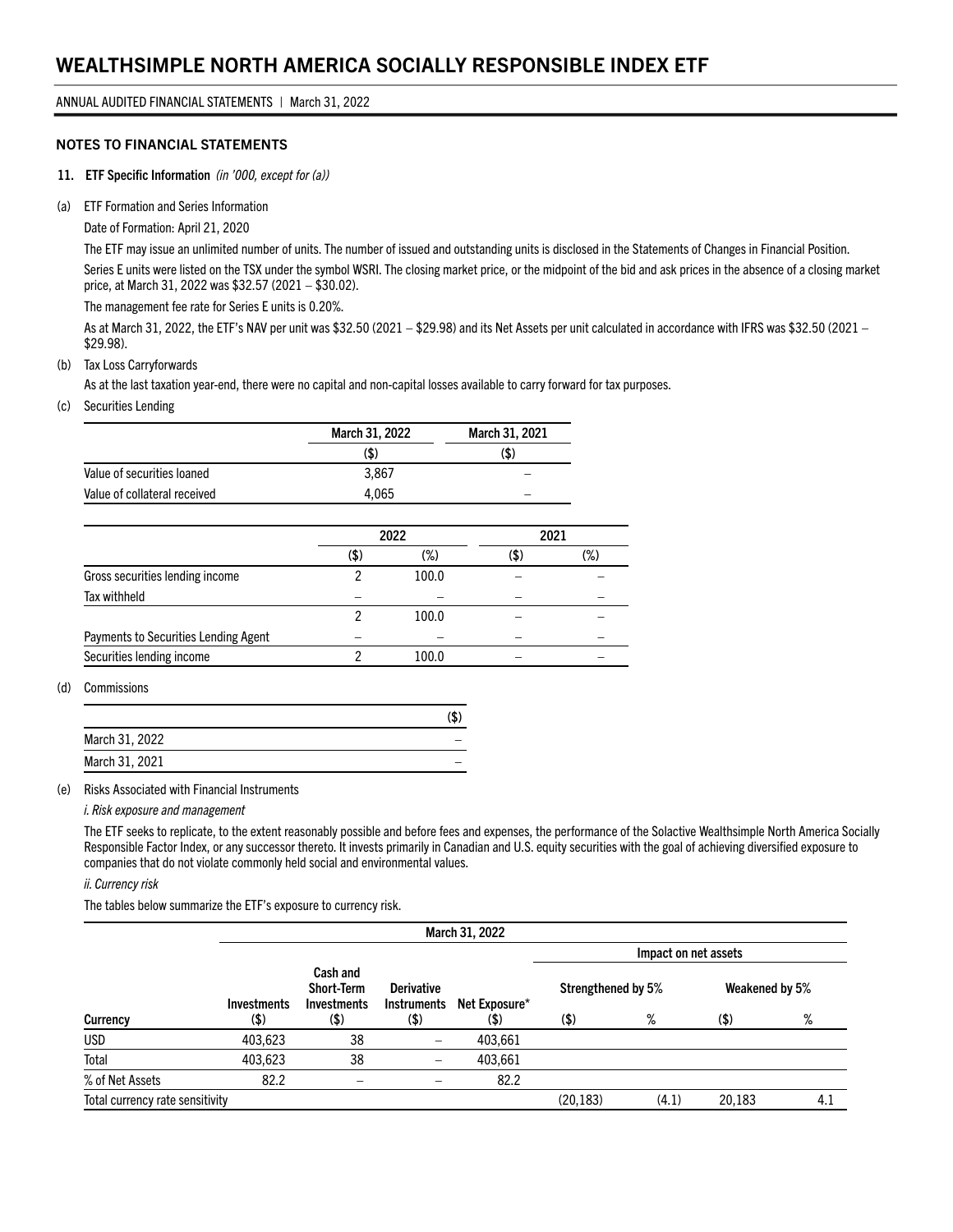# WEALTHSIMPLE NORTH AMERICA SOCIALLY RESPONSIBLE INDEX ETF

ANNUAL AUDITED FINANCIAL STATEMENTS | March 31, 2022

## NOTES TO FINANCIAL STATEMENTS

### 11. ETF Specific Information *(in '000, except for (a))*

(a) ETF Formation and Series Information

Date of Formation: April 21, 2020

The ETF may issue an unlimited number of units. The number of issued and outstanding units is disclosed in the Statements of Changes in Financial Position.

Series E units were listed on the TSX under the symbol WSRI. The closing market price, or the midpoint of the bid and ask prices in the absence of a closing market price, at March 31, 2022 was $32.57 (2021 – $30.02).

The management fee rate for Series E units is 0.20%.

As at March 31, 2022, the ETF's NAV per unit was $32.50 (2021 – $29.98) and its Net Assets per unit calculated in accordance with IFRS was $32.50 (2021 – $29.98).

(b) Tax Loss Carryforwards

As at the last taxation year-end, there were no capital and non-capital losses available to carry forward for tax purposes.

(c) Securities Lending

| | March 31, 2022 | March 31, 2021 |
|---|---|---|
| | ($) | ($) |
| Value of securities loaned | 3,867 | – |
| Value of collateral received | 4,065 | – |

| | 2022 | | 2021 | |
|---|---|---|---|---|
| | ($) | (%) | ($) | (%) |
| Gross securities lending income | 2 | 100.0 | – | – |
| Tax withheld | – | – | – | – |
| | 2 | 100.0 | – | – |
| Payments to Securities Lending Agent | – | – | – | – |
| Securities lending income | 2 | 100.0 | – | – |

(d) Commissions

| | ($) |
|---|---|
| March 31, 2022 | – |
| March 31, 2021 | – |

(e) Risks Associated with Financial Instruments

*i. Risk exposure and management*

The ETF seeks to replicate, to the extent reasonably possible and before fees and expenses, the performance of the Solactive Wealthsimple North America Socially Responsible Factor Index, or any successor thereto. It invests primarily in Canadian and U.S. equity securities with the goal of achieving diversified exposure to companies that do not violate commonly held social and environmental values.

*ii. Currency risk*

The tables below summarize the ETF's exposure to currency risk.

| | March 31, 2022 | | | | | | | |
|---|---|---|---|---|---|---|---|---|
| | | | | | Impact on net assets | | | |
| | | | | | Strengthened by 5% | | Weakened by 5% | |
| Currency | Investments ($) | Cash and Short-Term Investments ($) | Derivative Instruments ($) | Net Exposure* ($) | ($) | % | ($) | % |
| USD | 403,623 | 38 | – | 403,661 | | | | |
| Total | 403,623 | 38 | – | 403,661 | | | | |
| % of Net Assets | 82.2 | – | – | 82.2 | | | | |
| Total currency rate sensitivity | | | | | (20,183) | (4.1) | 20,183 | 4.1 |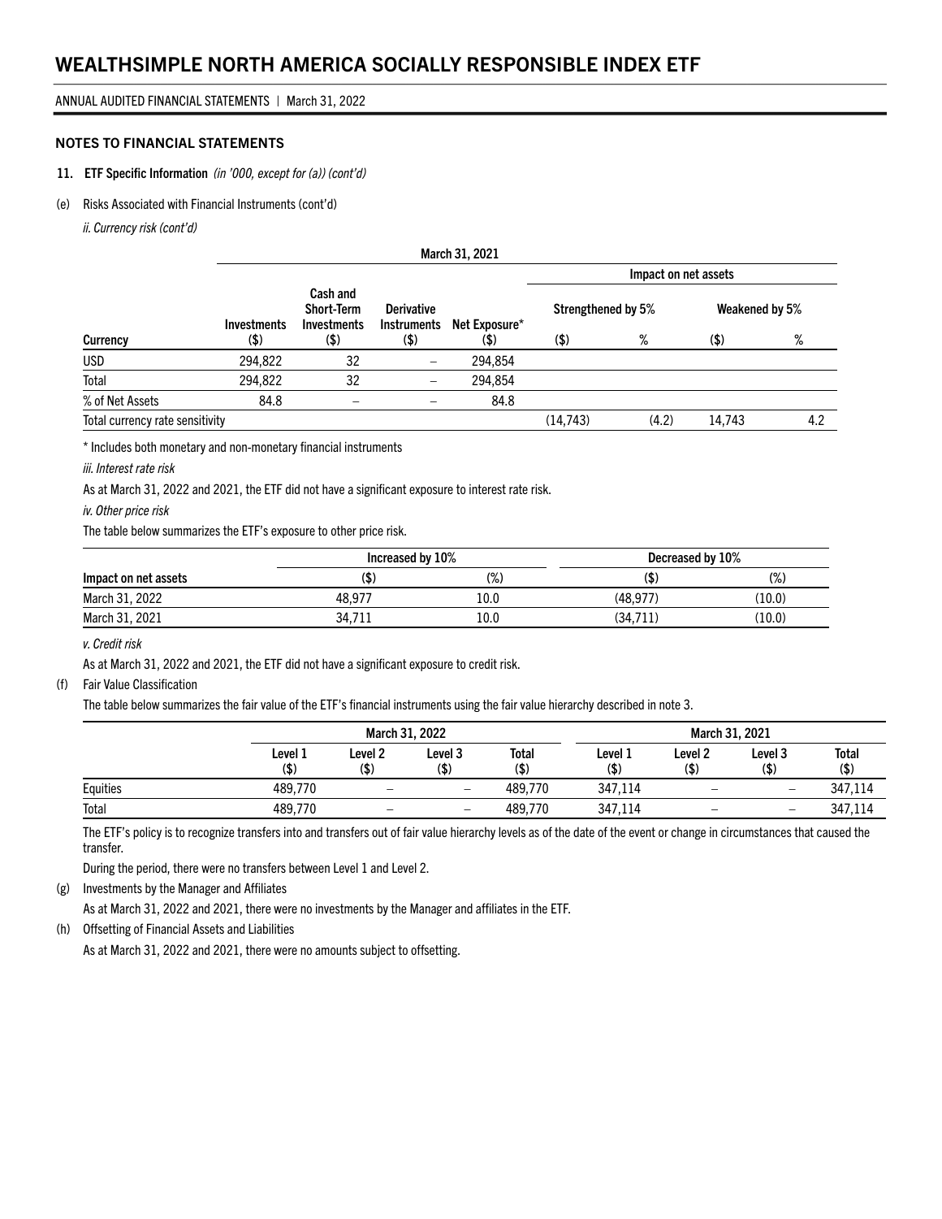# WEALTHSIMPLE NORTH AMERICA SOCIALLY RESPONSIBLE INDEX ETF

ANNUAL AUDITED FINANCIAL STATEMENTS | March 31, 2022

## NOTES TO FINANCIAL STATEMENTS

**11. ETF Specific Information** *(in '000, except for (a)) (cont'd)*

(e) Risks Associated with Financial Instruments (cont'd)

*ii. Currency risk (cont'd)*

| March 31, 2021 | | | | | | | | |
|---|---|---|---|---|---|---|---|---|
| | | | | | Impact on net assets | | | |
| | | | | | Strengthened by 5% | | Weakened by 5% | |
| Currency | Investments ($) | Cash and Short-Term Investments ($) | Derivative Instruments ($) | Net Exposure* ($) | ($) | % | ($) | % |
| USD | 294,822 | 32 | – | 294,854 | | | | |
| Total | 294,822 | 32 | – | 294,854 | | | | |
| % of Net Assets | 84.8 | – | – | 84.8 | | | | |
| Total currency rate sensitivity | | | | | (14,743) | (4.2) | 14,743 | 4.2 |

\* Includes both monetary and non-monetary financial instruments

*iii. Interest rate risk*

As at March 31, 2022 and 2021, the ETF did not have a significant exposure to interest rate risk.

*iv. Other price risk*

The table below summarizes the ETF's exposure to other price risk.

| | Increased by 10% | | Decreased by 10% | |
|---|---|---|---|---|
| Impact on net assets | ($) | (%) | ($) | (%) |
| March 31, 2022 | 48,977 | 10.0 | (48,977) | (10.0) |
| March 31, 2021 | 34,711 | 10.0 | (34,711) | (10.0) |

*v. Credit risk*

As at March 31, 2022 and 2021, the ETF did not have a significant exposure to credit risk.

(f) Fair Value Classification

The table below summarizes the fair value of the ETF's financial instruments using the fair value hierarchy described in note 3.

| | March 31, 2022 | | | | March 31, 2021 | | | |
|---|---|---|---|---|---|---|---|---|
| | Level 1 ($) | Level 2 ($) | Level 3 ($) | Total ($) | Level 1 ($) | Level 2 ($) | Level 3 ($) | Total ($) |
| Equities | 489,770 | – | – | 489,770 | 347,114 | – | – | 347,114 |
| Total | 489,770 | – | – | 489,770 | 347,114 | – | – | 347,114 |

The ETF's policy is to recognize transfers into and transfers out of fair value hierarchy levels as of the date of the event or change in circumstances that caused the transfer.

During the period, there were no transfers between Level 1 and Level 2.

(g) Investments by the Manager and Affiliates

As at March 31, 2022 and 2021, there were no investments by the Manager and affiliates in the ETF.

(h) Offsetting of Financial Assets and Liabilities

As at March 31, 2022 and 2021, there were no amounts subject to offsetting.